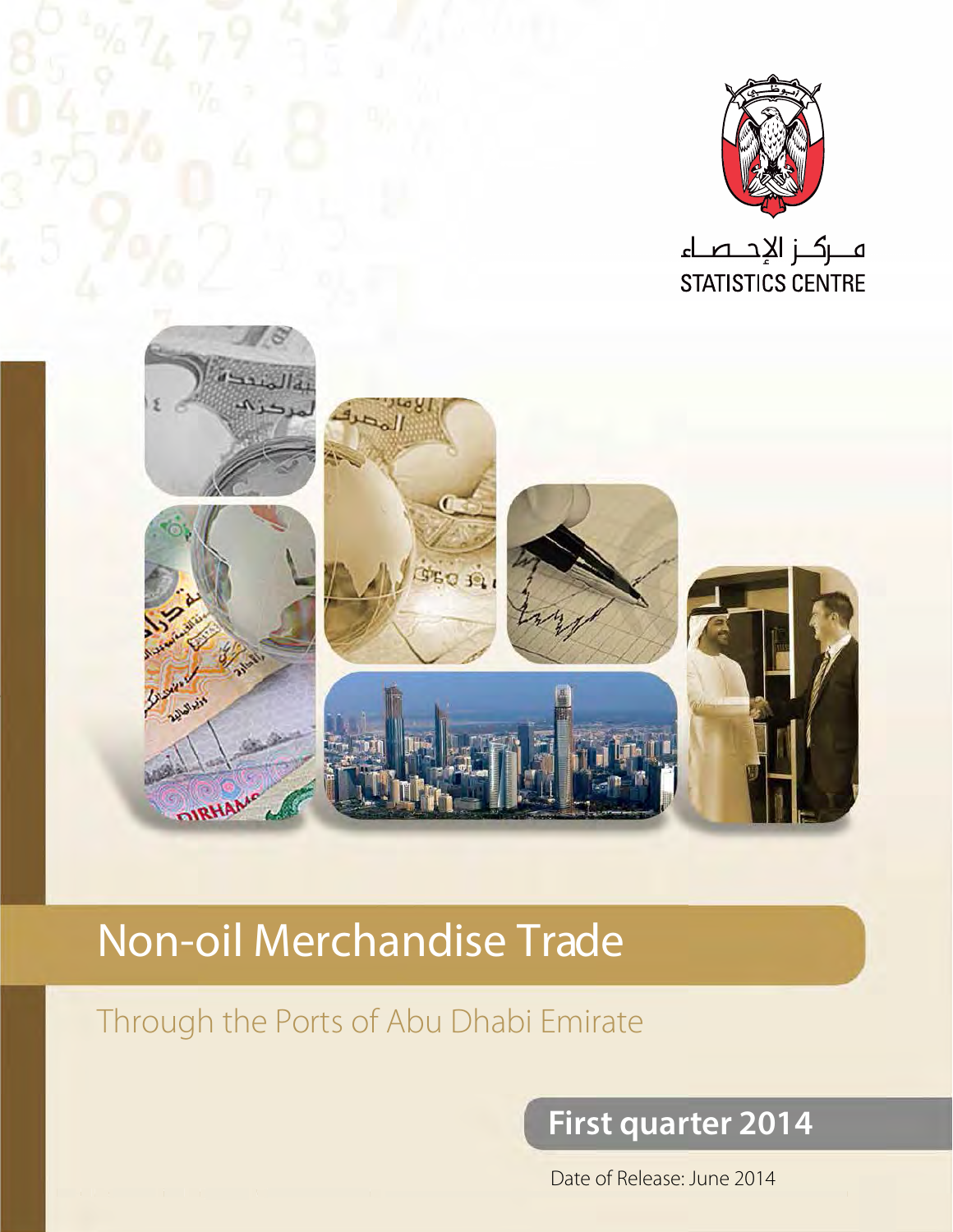مـركـز الإحـصـاء

STATISTICS CENTRE

# Non-oil Merchandise Trade

## Through the Ports of Abu Dhabi Emirate

**First quarter 2014**

Date of Release: June 2014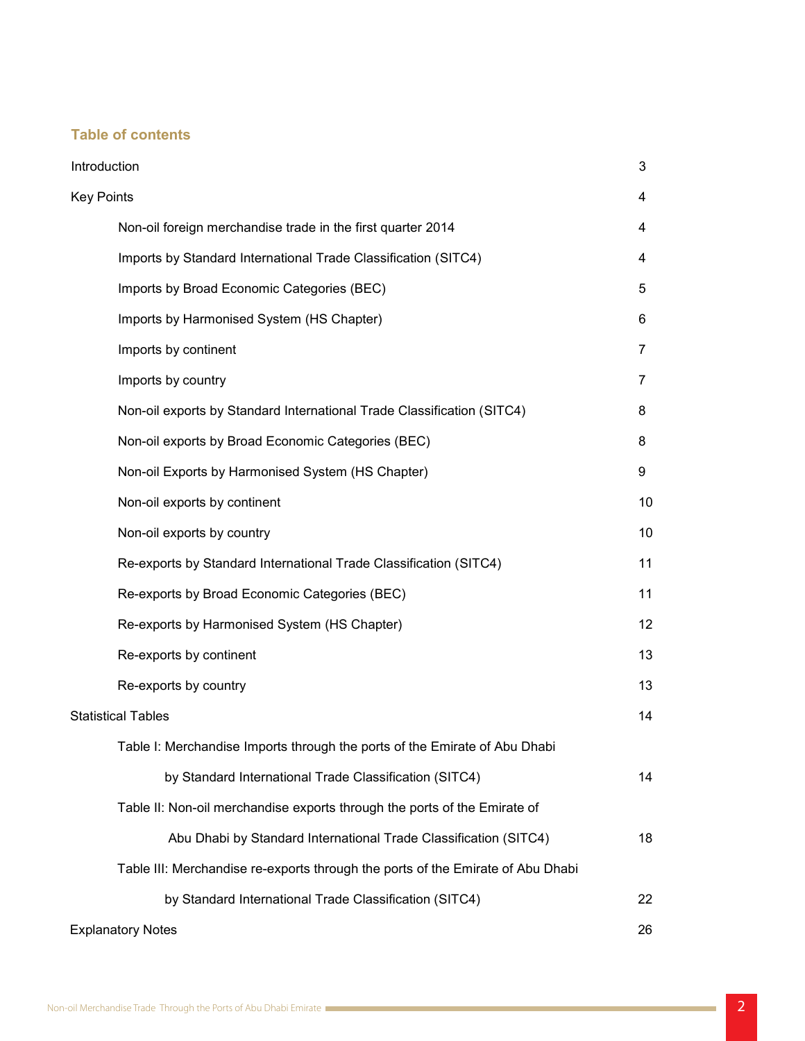## Table of contents

| | |
|---|---|
| Introduction | 3 |
| Key Points | 4 |
| Non-oil foreign merchandise trade in the first quarter 2014 | 4 |
| Imports by Standard International Trade Classification (SITC4) | 4 |
| Imports by Broad Economic Categories (BEC) | 5 |
| Imports by Harmonised System (HS Chapter) | 6 |
| Imports by continent | 7 |
| Imports by country | 7 |
| Non-oil exports by Standard International Trade Classification (SITC4) | 8 |
| Non-oil exports by Broad Economic Categories (BEC) | 8 |
| Non-oil Exports by Harmonised System (HS Chapter) | 9 |
| Non-oil exports by continent | 10 |
| Non-oil exports by country | 10 |
| Re-exports by Standard International Trade Classification (SITC4) | 11 |
| Re-exports by Broad Economic Categories (BEC) | 11 |
| Re-exports by Harmonised System (HS Chapter) | 12 |
| Re-exports by continent | 13 |
| Re-exports by country | 13 |
| Statistical Tables | 14 |
| Table I: Merchandise Imports through the ports of the Emirate of Abu Dhabi by Standard International Trade Classification (SITC4) | 14 |
| Table II: Non-oil merchandise exports through the ports of the Emirate of Abu Dhabi by Standard International Trade Classification (SITC4) | 18 |
| Table III: Merchandise re-exports through the ports of the Emirate of Abu Dhabi by Standard International Trade Classification (SITC4) | 22 |
| Explanatory Notes | 26 |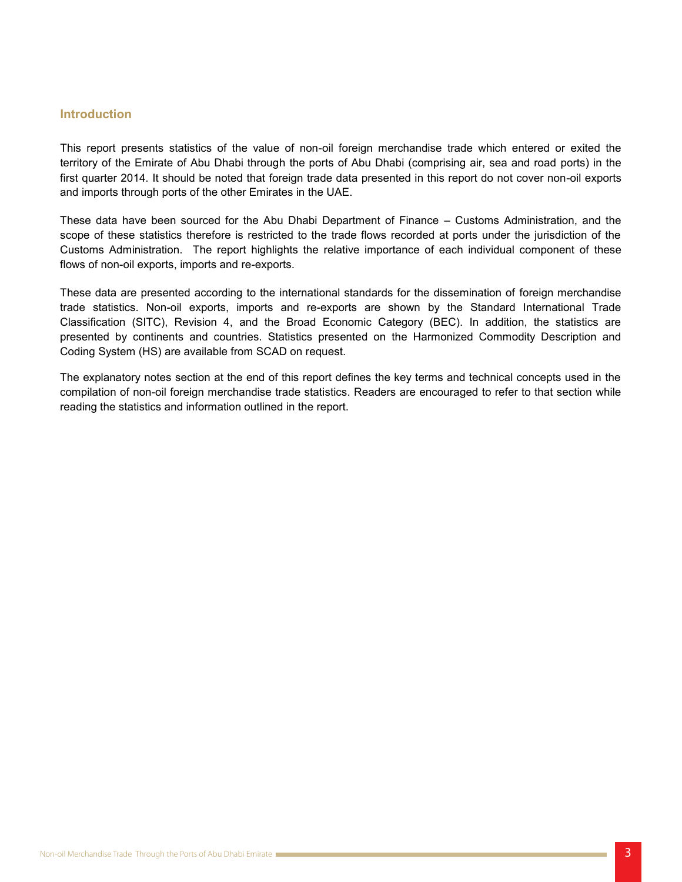## Introduction

This report presents statistics of the value of non-oil foreign merchandise trade which entered or exited the territory of the Emirate of Abu Dhabi through the ports of Abu Dhabi (comprising air, sea and road ports) in the first quarter 2014. It should be noted that foreign trade data presented in this report do not cover non-oil exports and imports through ports of the other Emirates in the UAE.

These data have been sourced for the Abu Dhabi Department of Finance – Customs Administration, and the scope of these statistics therefore is restricted to the trade flows recorded at ports under the jurisdiction of the Customs Administration. The report highlights the relative importance of each individual component of these flows of non-oil exports, imports and re-exports.

These data are presented according to the international standards for the dissemination of foreign merchandise trade statistics. Non-oil exports, imports and re-exports are shown by the Standard International Trade Classification (SITC), Revision 4, and the Broad Economic Category (BEC). In addition, the statistics are presented by continents and countries. Statistics presented on the Harmonized Commodity Description and Coding System (HS) are available from SCAD on request.

The explanatory notes section at the end of this report defines the key terms and technical concepts used in the compilation of non-oil foreign merchandise trade statistics. Readers are encouraged to refer to that section while reading the statistics and information outlined in the report.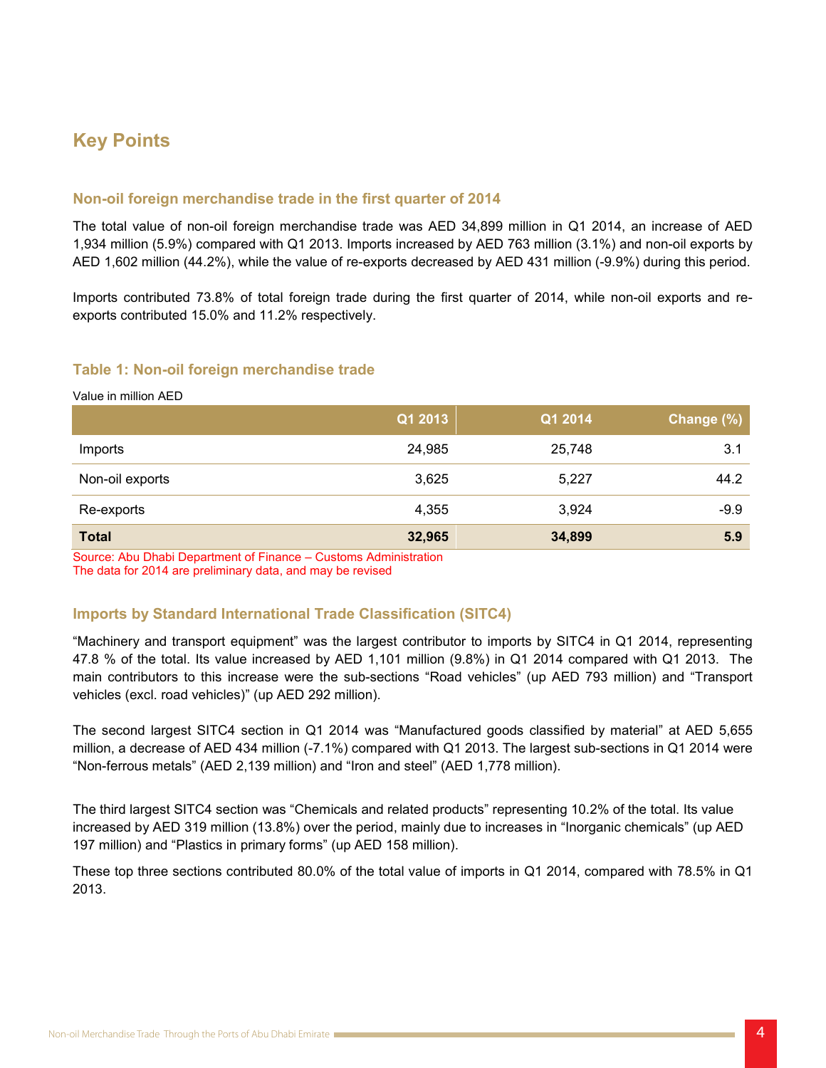## Key Points

### Non-oil foreign merchandise trade in the first quarter of 2014

The total value of non-oil foreign merchandise trade was AED 34,899 million in Q1 2014, an increase of AED 1,934 million (5.9%) compared with Q1 2013. Imports increased by AED 763 million (3.1%) and non-oil exports by AED 1,602 million (44.2%), while the value of re-exports decreased by AED 431 million (-9.9%) during this period.

Imports contributed 73.8% of total foreign trade during the first quarter of 2014, while non-oil exports and re-exports contributed 15.0% and 11.2% respectively.

### Table 1: Non-oil foreign merchandise trade

Value in million AED

| | Q1 2013 | Q1 2014 | Change (%) |
|---|---|---|---|
| Imports | 24,985 | 25,748 | 3.1 |
| Non-oil exports | 3,625 | 5,227 | 44.2 |
| Re-exports | 4,355 | 3,924 | -9.9 |
| **Total** | **32,965** | **34,899** | **5.9** |

Source: Abu Dhabi Department of Finance – Customs Administration
The data for 2014 are preliminary data, and may be revised

### Imports by Standard International Trade Classification (SITC4)

“Machinery and transport equipment” was the largest contributor to imports by SITC4 in Q1 2014, representing 47.8 % of the total. Its value increased by AED 1,101 million (9.8%) in Q1 2014 compared with Q1 2013. The main contributors to this increase were the sub-sections “Road vehicles” (up AED 793 million) and “Transport vehicles (excl. road vehicles)” (up AED 292 million).

The second largest SITC4 section in Q1 2014 was “Manufactured goods classified by material” at AED 5,655 million, a decrease of AED 434 million (-7.1%) compared with Q1 2013. The largest sub-sections in Q1 2014 were “Non-ferrous metals” (AED 2,139 million) and “Iron and steel” (AED 1,778 million).

The third largest SITC4 section was “Chemicals and related products” representing 10.2% of the total. Its value increased by AED 319 million (13.8%) over the period, mainly due to increases in “Inorganic chemicals” (up AED 197 million) and “Plastics in primary forms” (up AED 158 million).

These top three sections contributed 80.0% of the total value of imports in Q1 2014, compared with 78.5% in Q1 2013.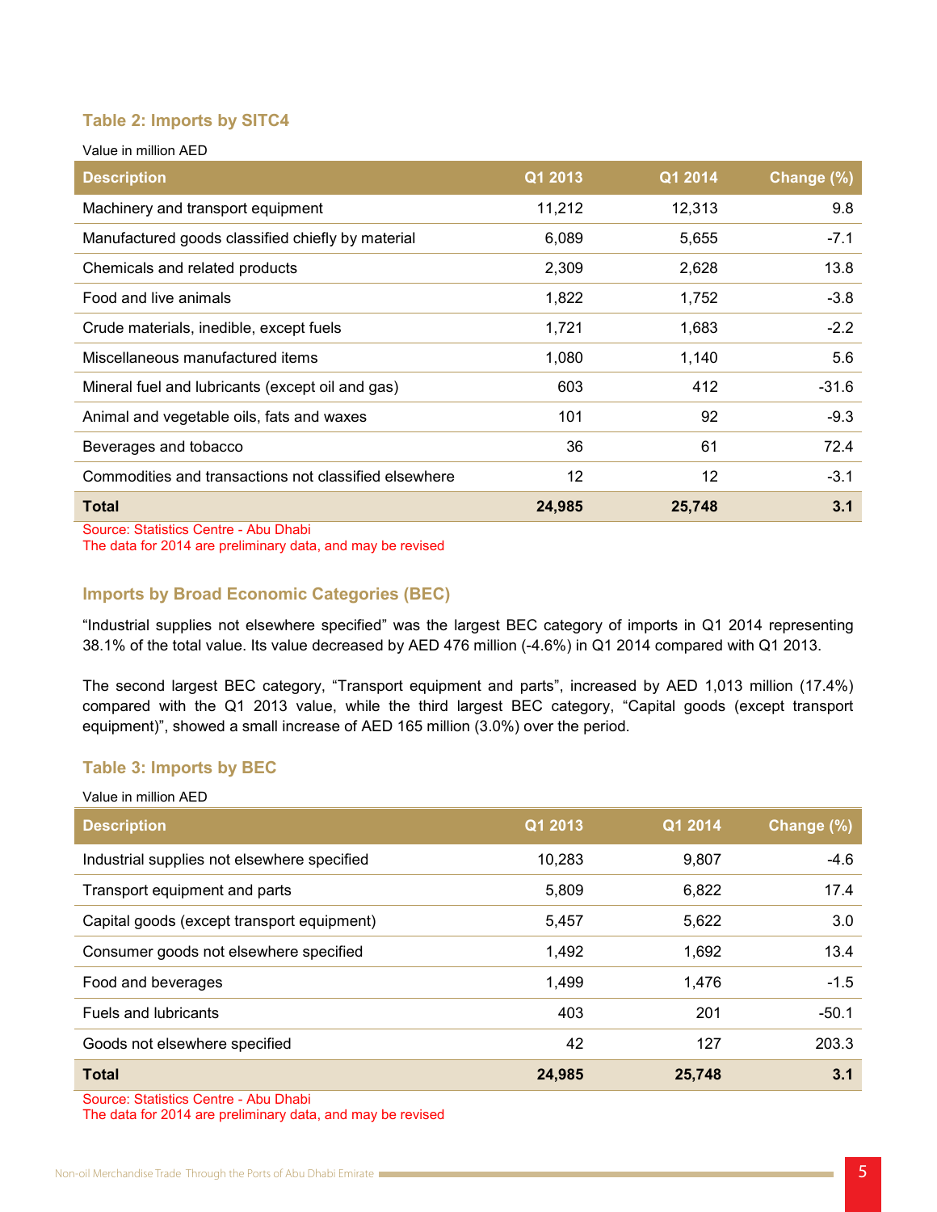### Table 2: Imports by SITC4

Value in million AED

| Description | Q1 2013 | Q1 2014 | Change (%) |
|---|---|---|---|
| Machinery and transport equipment | 11,212 | 12,313 | 9.8 |
| Manufactured goods classified chiefly by material | 6,089 | 5,655 | -7.1 |
| Chemicals and related products | 2,309 | 2,628 | 13.8 |
| Food and live animals | 1,822 | 1,752 | -3.8 |
| Crude materials, inedible, except fuels | 1,721 | 1,683 | -2.2 |
| Miscellaneous manufactured items | 1,080 | 1,140 | 5.6 |
| Mineral fuel and lubricants (except oil and gas) | 603 | 412 | -31.6 |
| Animal and vegetable oils, fats and waxes | 101 | 92 | -9.3 |
| Beverages and tobacco | 36 | 61 | 72.4 |
| Commodities and transactions not classified elsewhere | 12 | 12 | -3.1 |
| **Total** | **24,985** | **25,748** | **3.1** |

Source: Statistics Centre - Abu Dhabi
The data for 2014 are preliminary data, and may be revised

### Imports by Broad Economic Categories (BEC)

“Industrial supplies not elsewhere specified” was the largest BEC category of imports in Q1 2014 representing 38.1% of the total value. Its value decreased by AED 476 million (-4.6%) in Q1 2014 compared with Q1 2013.

The second largest BEC category, “Transport equipment and parts”, increased by AED 1,013 million (17.4%) compared with the Q1 2013 value, while the third largest BEC category, “Capital goods (except transport equipment)”, showed a small increase of AED 165 million (3.0%) over the period.

### Table 3: Imports by BEC

Value in million AED

| Description | Q1 2013 | Q1 2014 | Change (%) |
|---|---|---|---|
| Industrial supplies not elsewhere specified | 10,283 | 9,807 | -4.6 |
| Transport equipment and parts | 5,809 | 6,822 | 17.4 |
| Capital goods (except transport equipment) | 5,457 | 5,622 | 3.0 |
| Consumer goods not elsewhere specified | 1,492 | 1,692 | 13.4 |
| Food and beverages | 1,499 | 1,476 | -1.5 |
| Fuels and lubricants | 403 | 201 | -50.1 |
| Goods not elsewhere specified | 42 | 127 | 203.3 |
| **Total** | **24,985** | **25,748** | **3.1** |

Source: Statistics Centre - Abu Dhabi
The data for 2014 are preliminary data, and may be revised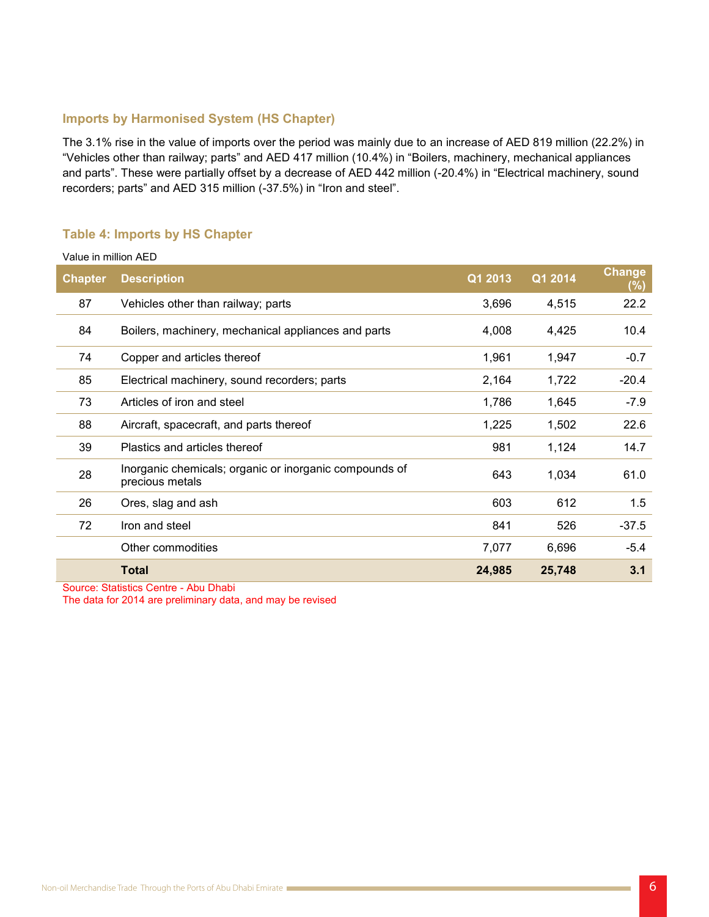## Imports by Harmonised System (HS Chapter)

The 3.1% rise in the value of imports over the period was mainly due to an increase of AED 819 million (22.2%) in "Vehicles other than railway; parts" and AED 417 million (10.4%) in "Boilers, machinery, mechanical appliances and parts". These were partially offset by a decrease of AED 442 million (-20.4%) in "Electrical machinery, sound recorders; parts" and AED 315 million (-37.5%) in "Iron and steel".

### Table 4: Imports by HS Chapter

Value in million AED

| Chapter | Description | Q1 2013 | Q1 2014 | Change (%) |
|---|---|---|---|---|
| 87 | Vehicles other than railway; parts | 3,696 | 4,515 | 22.2 |
| 84 | Boilers, machinery, mechanical appliances and parts | 4,008 | 4,425 | 10.4 |
| 74 | Copper and articles thereof | 1,961 | 1,947 | -0.7 |
| 85 | Electrical machinery, sound recorders; parts | 2,164 | 1,722 | -20.4 |
| 73 | Articles of iron and steel | 1,786 | 1,645 | -7.9 |
| 88 | Aircraft, spacecraft, and parts thereof | 1,225 | 1,502 | 22.6 |
| 39 | Plastics and articles thereof | 981 | 1,124 | 14.7 |
| 28 | Inorganic chemicals; organic or inorganic compounds of precious metals | 643 | 1,034 | 61.0 |
| 26 | Ores, slag and ash | 603 | 612 | 1.5 |
| 72 | Iron and steel | 841 | 526 | -37.5 |
| | Other commodities | 7,077 | 6,696 | -5.4 |
| | **Total** | **24,985** | **25,748** | **3.1** |

Source: Statistics Centre - Abu Dhabi
The data for 2014 are preliminary data, and may be revised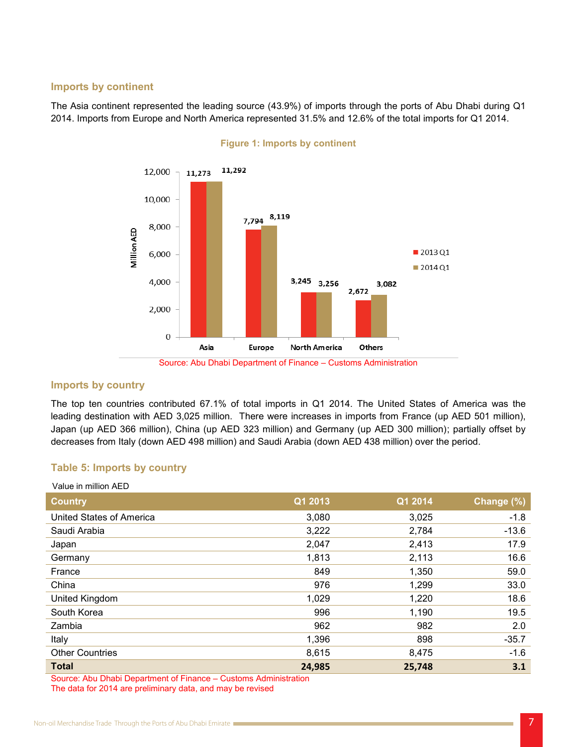## Imports by continent

The Asia continent represented the leading source (43.9%) of imports through the ports of Abu Dhabi during Q1 2014. Imports from Europe and North America represented 31.5% and 12.6% of the total imports for Q1 2014.

**Figure 1: Imports by continent**

| Continent | 2013 Q1 | 2014 Q1 |
|---|---|---|
| Asia | 11,273 | 11,292 |
| Europe | 7,794 | 8,119 |
| North America | 3,245 | 3,256 |
| Others | 2,672 | 3,082 |

Million AED

Source: Abu Dhabi Department of Finance – Customs Administration

## Imports by country

The top ten countries contributed 67.1% of total imports in Q1 2014. The United States of America was the leading destination with AED 3,025 million. There were increases in imports from France (up AED 501 million), Japan (up AED 366 million), China (up AED 323 million) and Germany (up AED 300 million); partially offset by decreases from Italy (down AED 498 million) and Saudi Arabia (down AED 438 million) over the period.

### Table 5: Imports by country

Value in million AED

| Country | Q1 2013 | Q1 2014 | Change (%) |
|---|---|---|---|
| United States of America | 3,080 | 3,025 | -1.8 |
| Saudi Arabia | 3,222 | 2,784 | -13.6 |
| Japan | 2,047 | 2,413 | 17.9 |
| Germany | 1,813 | 2,113 | 16.6 |
| France | 849 | 1,350 | 59.0 |
| China | 976 | 1,299 | 33.0 |
| United Kingdom | 1,029 | 1,220 | 18.6 |
| South Korea | 996 | 1,190 | 19.5 |
| Zambia | 962 | 982 | 2.0 |
| Italy | 1,396 | 898 | -35.7 |
| Other Countries | 8,615 | 8,475 | -1.6 |
| **Total** | **24,985** | **25,748** | **3.1** |

Source: Abu Dhabi Department of Finance – Customs Administration
The data for 2014 are preliminary data, and may be revised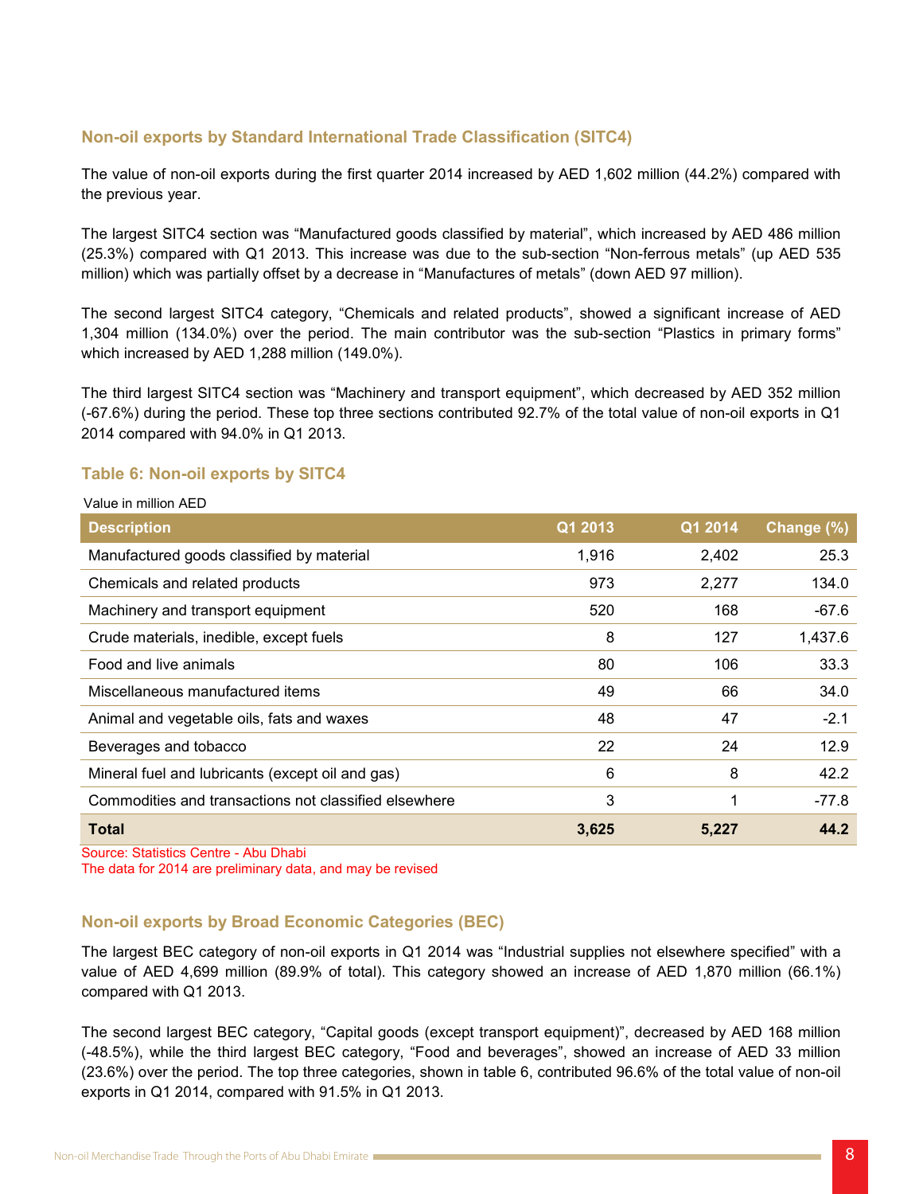### Non-oil exports by Standard International Trade Classification (SITC4)

The value of non-oil exports during the first quarter 2014 increased by AED 1,602 million (44.2%) compared with the previous year.

The largest SITC4 section was “Manufactured goods classified by material”, which increased by AED 486 million (25.3%) compared with Q1 2013. This increase was due to the sub-section “Non-ferrous metals” (up AED 535 million) which was partially offset by a decrease in “Manufactures of metals” (down AED 97 million).

The second largest SITC4 category, “Chemicals and related products”, showed a significant increase of AED 1,304 million (134.0%) over the period. The main contributor was the sub-section “Plastics in primary forms” which increased by AED 1,288 million (149.0%).

The third largest SITC4 section was “Machinery and transport equipment”, which decreased by AED 352 million (-67.6%) during the period. These top three sections contributed 92.7% of the total value of non-oil exports in Q1 2014 compared with 94.0% in Q1 2013.

### Table 6: Non-oil exports by SITC4

Value in million AED

| Description | Q1 2013 | Q1 2014 | Change (%) |
|---|---|---|---|
| Manufactured goods classified by material | 1,916 | 2,402 | 25.3 |
| Chemicals and related products | 973 | 2,277 | 134.0 |
| Machinery and transport equipment | 520 | 168 | -67.6 |
| Crude materials, inedible, except fuels | 8 | 127 | 1,437.6 |
| Food and live animals | 80 | 106 | 33.3 |
| Miscellaneous manufactured items | 49 | 66 | 34.0 |
| Animal and vegetable oils, fats and waxes | 48 | 47 | -2.1 |
| Beverages and tobacco | 22 | 24 | 12.9 |
| Mineral fuel and lubricants (except oil and gas) | 6 | 8 | 42.2 |
| Commodities and transactions not classified elsewhere | 3 | 1 | -77.8 |
| **Total** | **3,625** | **5,227** | **44.2** |

Source: Statistics Centre - Abu Dhabi
The data for 2014 are preliminary data, and may be revised

### Non-oil exports by Broad Economic Categories (BEC)

The largest BEC category of non-oil exports in Q1 2014 was “Industrial supplies not elsewhere specified” with a value of AED 4,699 million (89.9% of total). This category showed an increase of AED 1,870 million (66.1%) compared with Q1 2013.

The second largest BEC category, “Capital goods (except transport equipment)”, decreased by AED 168 million (-48.5%), while the third largest BEC category, “Food and beverages”, showed an increase of AED 33 million (23.6%) over the period. The top three categories, shown in table 6, contributed 96.6% of the total value of non-oil exports in Q1 2014, compared with 91.5% in Q1 2013.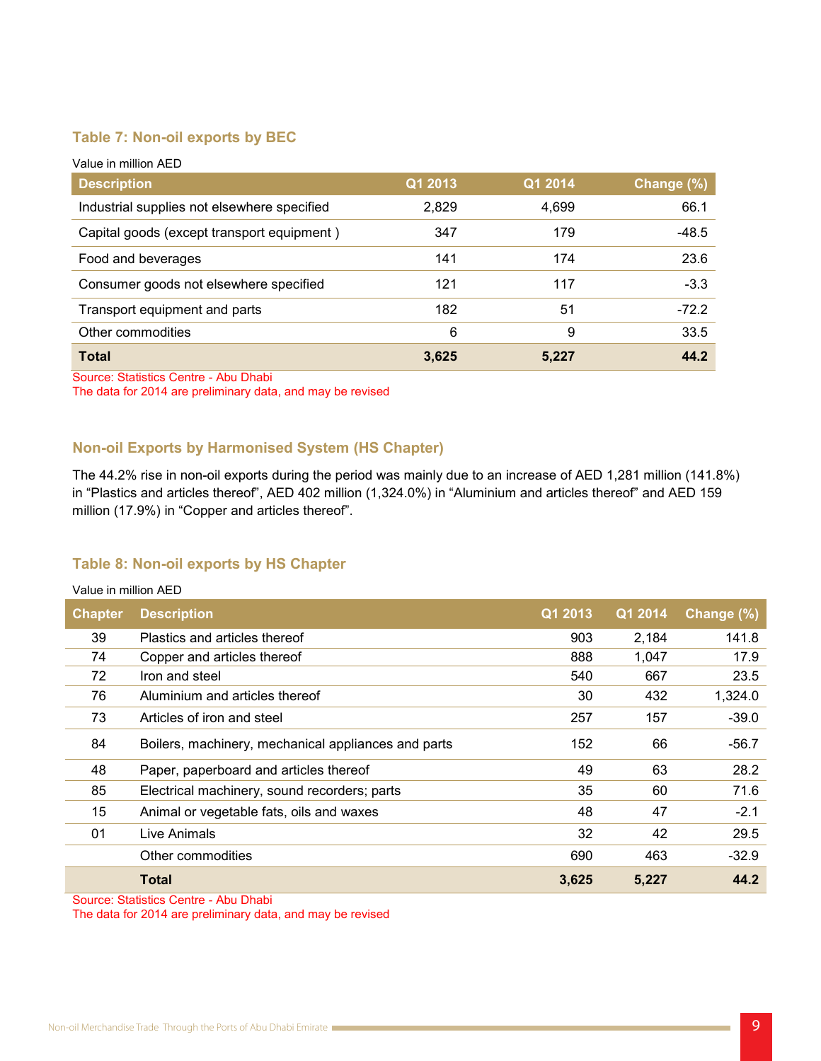### Table 7: Non-oil exports by BEC

Value in million AED

| Description | Q1 2013 | Q1 2014 | Change (%) |
|---|---|---|---|
| Industrial supplies not elsewhere specified | 2,829 | 4,699 | 66.1 |
| Capital goods (except transport equipment ) | 347 | 179 | -48.5 |
| Food and beverages | 141 | 174 | 23.6 |
| Consumer goods not elsewhere specified | 121 | 117 | -3.3 |
| Transport equipment and parts | 182 | 51 | -72.2 |
| Other commodities | 6 | 9 | 33.5 |
| **Total** | **3,625** | **5,227** | **44.2** |

Source: Statistics Centre - Abu Dhabi
The data for 2014 are preliminary data, and may be revised

### Non-oil Exports by Harmonised System (HS Chapter)

The 44.2% rise in non-oil exports during the period was mainly due to an increase of AED 1,281 million (141.8%) in "Plastics and articles thereof", AED 402 million (1,324.0%) in "Aluminium and articles thereof" and AED 159 million (17.9%) in "Copper and articles thereof".

### Table 8: Non-oil exports by HS Chapter

Value in million AED

| Chapter | Description | Q1 2013 | Q1 2014 | Change (%) |
|---|---|---|---|---|
| 39 | Plastics and articles thereof | 903 | 2,184 | 141.8 |
| 74 | Copper and articles thereof | 888 | 1,047 | 17.9 |
| 72 | Iron and steel | 540 | 667 | 23.5 |
| 76 | Aluminium and articles thereof | 30 | 432 | 1,324.0 |
| 73 | Articles of iron and steel | 257 | 157 | -39.0 |
| 84 | Boilers, machinery, mechanical appliances and parts | 152 | 66 | -56.7 |
| 48 | Paper, paperboard and articles thereof | 49 | 63 | 28.2 |
| 85 | Electrical machinery, sound recorders; parts | 35 | 60 | 71.6 |
| 15 | Animal or vegetable fats, oils and waxes | 48 | 47 | -2.1 |
| 01 | Live Animals | 32 | 42 | 29.5 |
| | Other commodities | 690 | 463 | -32.9 |
| | **Total** | **3,625** | **5,227** | **44.2** |

Source: Statistics Centre - Abu Dhabi
The data for 2014 are preliminary data, and may be revised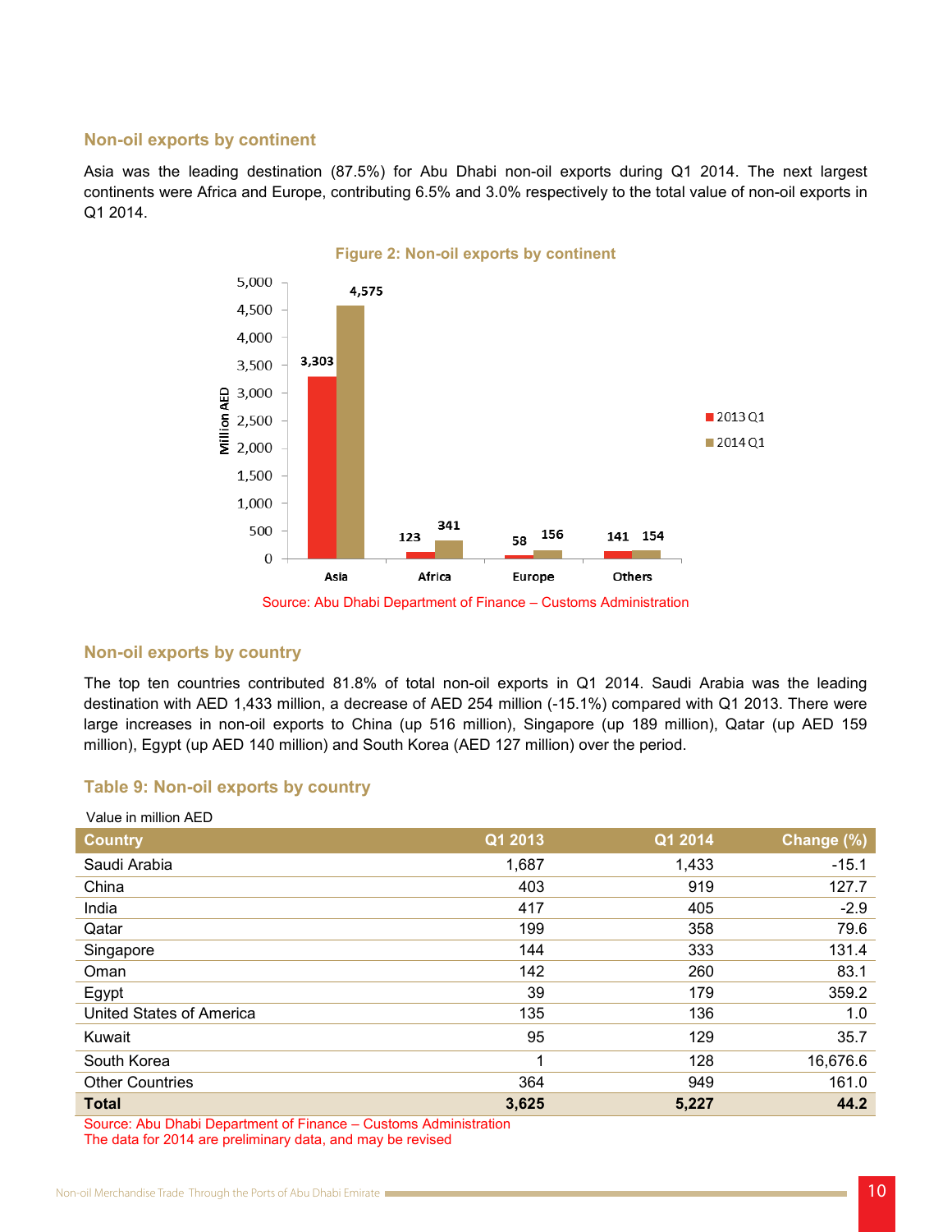## Non-oil exports by continent

Asia was the leading destination (87.5%) for Abu Dhabi non-oil exports during Q1 2014. The next largest continents were Africa and Europe, contributing 6.5% and 3.0% respectively to the total value of non-oil exports in Q1 2014.

**Figure 2: Non-oil exports by continent**

| Continent | 2013 Q1 | 2014 Q1 |
|---|---|---|
| Asia | 3,303 | 4,575 |
| Africa | 123 | 341 |
| Europe | 58 | 156 |
| Others | 141 | 154 |

Million AED

Source: Abu Dhabi Department of Finance – Customs Administration

## Non-oil exports by country

The top ten countries contributed 81.8% of total non-oil exports in Q1 2014. Saudi Arabia was the leading destination with AED 1,433 million, a decrease of AED 254 million (-15.1%) compared with Q1 2013. There were large increases in non-oil exports to China (up 516 million), Singapore (up 189 million), Qatar (up AED 159 million), Egypt (up AED 140 million) and South Korea (AED 127 million) over the period.

**Table 9: Non-oil exports by country**

Value in million AED

| Country | Q1 2013 | Q1 2014 | Change (%) |
|---|---|---|---|
| Saudi Arabia | 1,687 | 1,433 | -15.1 |
| China | 403 | 919 | 127.7 |
| India | 417 | 405 | -2.9 |
| Qatar | 199 | 358 | 79.6 |
| Singapore | 144 | 333 | 131.4 |
| Oman | 142 | 260 | 83.1 |
| Egypt | 39 | 179 | 359.2 |
| United States of America | 135 | 136 | 1.0 |
| Kuwait | 95 | 129 | 35.7 |
| South Korea | 1 | 128 | 16,676.6 |
| Other Countries | 364 | 949 | 161.0 |
| **Total** | **3,625** | **5,227** | **44.2** |

Source: Abu Dhabi Department of Finance – Customs Administration
The data for 2014 are preliminary data, and may be revised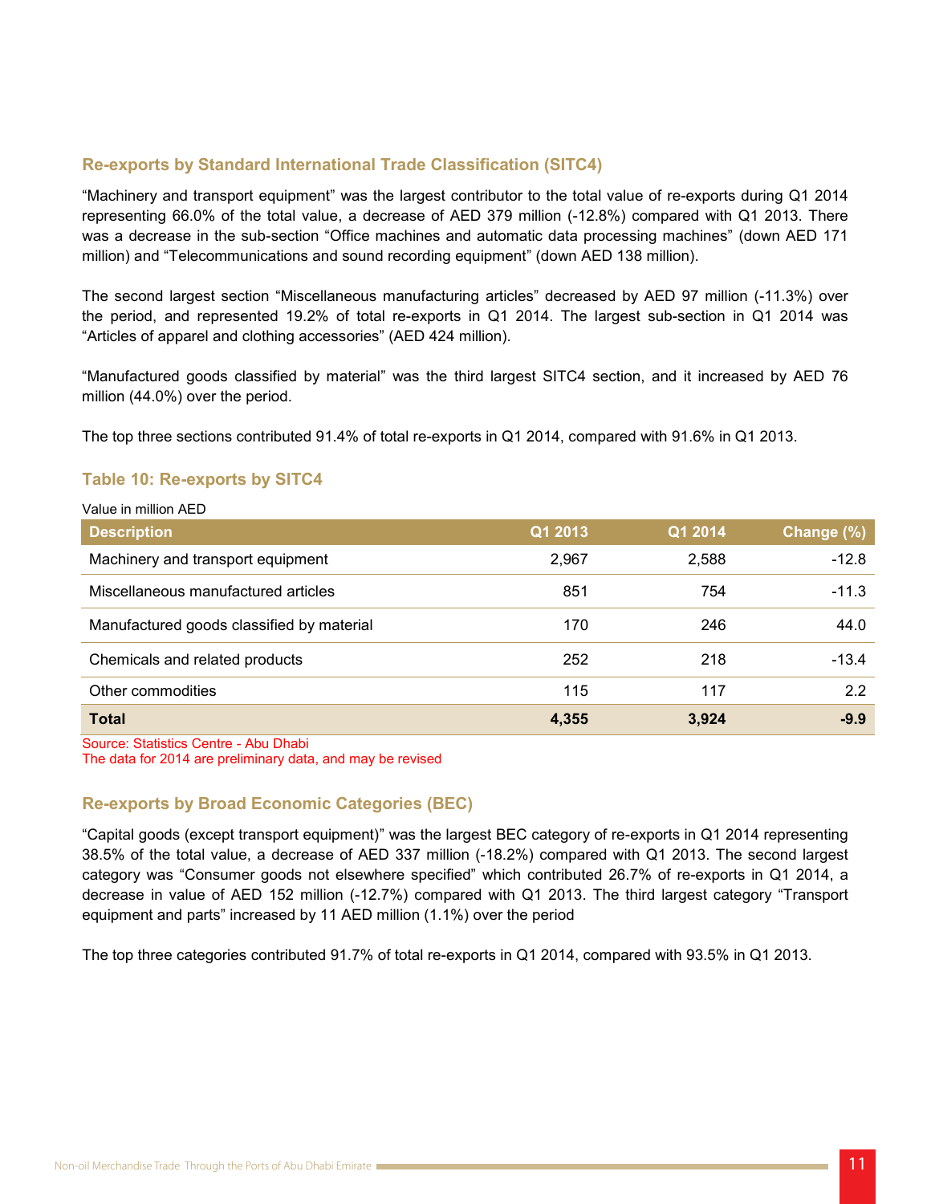## Re-exports by Standard International Trade Classification (SITC4)

“Machinery and transport equipment” was the largest contributor to the total value of re-exports during Q1 2014 representing 66.0% of the total value, a decrease of AED 379 million (-12.8%) compared with Q1 2013. There was a decrease in the sub-section “Office machines and automatic data processing machines” (down AED 171 million) and “Telecommunications and sound recording equipment” (down AED 138 million).

The second largest section “Miscellaneous manufacturing articles” decreased by AED 97 million (-11.3%) over the period, and represented 19.2% of total re-exports in Q1 2014. The largest sub-section in Q1 2014 was “Articles of apparel and clothing accessories” (AED 424 million).

“Manufactured goods classified by material” was the third largest SITC4 section, and it increased by AED 76 million (44.0%) over the period.

The top three sections contributed 91.4% of total re-exports in Q1 2014, compared with 91.6% in Q1 2013.

### Table 10: Re-exports by SITC4

Value in million AED

| Description | Q1 2013 | Q1 2014 | Change (%) |
|---|---|---|---|
| Machinery and transport equipment | 2,967 | 2,588 | -12.8 |
| Miscellaneous manufactured articles | 851 | 754 | -11.3 |
| Manufactured goods classified by material | 170 | 246 | 44.0 |
| Chemicals and related products | 252 | 218 | -13.4 |
| Other commodities | 115 | 117 | 2.2 |
| **Total** | **4,355** | **3,924** | **-9.9** |

Source: Statistics Centre - Abu Dhabi
The data for 2014 are preliminary data, and may be revised

## Re-exports by Broad Economic Categories (BEC)

“Capital goods (except transport equipment)” was the largest BEC category of re-exports in Q1 2014 representing 38.5% of the total value, a decrease of AED 337 million (-18.2%) compared with Q1 2013. The second largest category was “Consumer goods not elsewhere specified” which contributed 26.7% of re-exports in Q1 2014, a decrease in value of AED 152 million (-12.7%) compared with Q1 2013. The third largest category “Transport equipment and parts” increased by 11 AED million (1.1%) over the period

The top three categories contributed 91.7% of total re-exports in Q1 2014, compared with 93.5% in Q1 2013.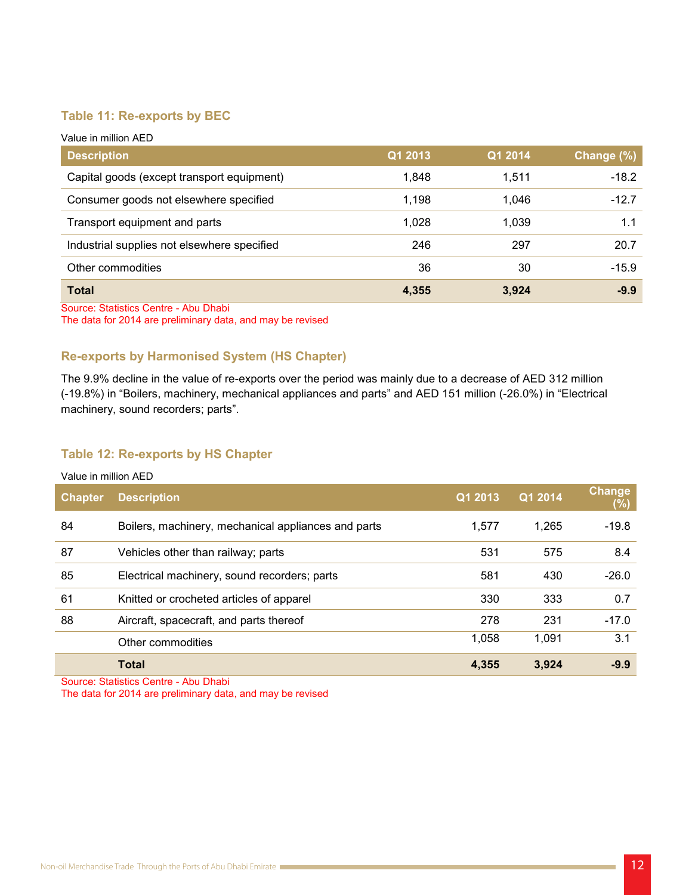### Table 11: Re-exports by BEC

Value in million AED

| Description | Q1 2013 | Q1 2014 | Change (%) |
|---|---|---|---|
| Capital goods (except transport equipment) | 1,848 | 1,511 | -18.2 |
| Consumer goods not elsewhere specified | 1,198 | 1,046 | -12.7 |
| Transport equipment and parts | 1,028 | 1,039 | 1.1 |
| Industrial supplies not elsewhere specified | 246 | 297 | 20.7 |
| Other commodities | 36 | 30 | -15.9 |
| **Total** | **4,355** | **3,924** | **-9.9** |

Source: Statistics Centre - Abu Dhabi
The data for 2014 are preliminary data, and may be revised

### Re-exports by Harmonised System (HS Chapter)

The 9.9% decline in the value of re-exports over the period was mainly due to a decrease of AED 312 million (-19.8%) in "Boilers, machinery, mechanical appliances and parts" and AED 151 million (-26.0%) in "Electrical machinery, sound recorders; parts".

### Table 12: Re-exports by HS Chapter

Value in million AED

| Chapter | Description | Q1 2013 | Q1 2014 | Change (%) |
|---|---|---|---|---|
| 84 | Boilers, machinery, mechanical appliances and parts | 1,577 | 1,265 | -19.8 |
| 87 | Vehicles other than railway; parts | 531 | 575 | 8.4 |
| 85 | Electrical machinery, sound recorders; parts | 581 | 430 | -26.0 |
| 61 | Knitted or crocheted articles of apparel | 330 | 333 | 0.7 |
| 88 | Aircraft, spacecraft, and parts thereof | 278 | 231 | -17.0 |
| | Other commodities | 1,058 | 1,091 | 3.1 |
| | **Total** | **4,355** | **3,924** | **-9.9** |

Source: Statistics Centre - Abu Dhabi
The data for 2014 are preliminary data, and may be revised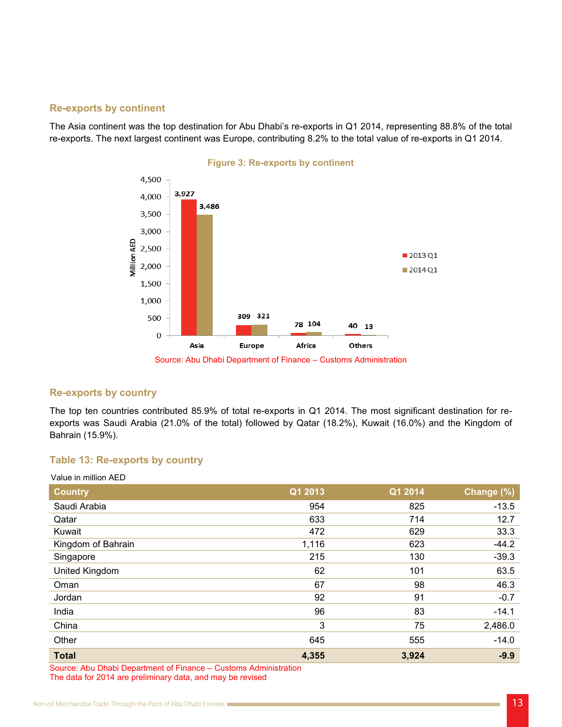## Re-exports by continent

The Asia continent was the top destination for Abu Dhabi's re-exports in Q1 2014, representing 88.8% of the total re-exports. The next largest continent was Europe, contributing 8.2% to the total value of re-exports in Q1 2014.

**Figure 3: Re-exports by continent**

| Continent | 2013 Q1 | 2014 Q1 |
|---|---|---|
| Asia | 3,927 | 3,486 |
| Europe | 309 | 321 |
| Africa | 78 | 104 |
| Others | 40 | 13 |

Million AED

Source: Abu Dhabi Department of Finance – Customs Administration

## Re-exports by country

The top ten countries contributed 85.9% of total re-exports in Q1 2014. The most significant destination for re-exports was Saudi Arabia (21.0% of the total) followed by Qatar (18.2%), Kuwait (16.0%) and the Kingdom of Bahrain (15.9%).

### Table 13: Re-exports by country

Value in million AED

| Country | Q1 2013 | Q1 2014 | Change (%) |
|---|---|---|---|
| Saudi Arabia | 954 | 825 | -13.5 |
| Qatar | 633 | 714 | 12.7 |
| Kuwait | 472 | 629 | 33.3 |
| Kingdom of Bahrain | 1,116 | 623 | -44.2 |
| Singapore | 215 | 130 | -39.3 |
| United Kingdom | 62 | 101 | 63.5 |
| Oman | 67 | 98 | 46.3 |
| Jordan | 92 | 91 | -0.7 |
| India | 96 | 83 | -14.1 |
| China | 3 | 75 | 2,486.0 |
| Other | 645 | 555 | -14.0 |
| **Total** | **4,355** | **3,924** | **-9.9** |

Source: Abu Dhabi Department of Finance – Customs Administration
The data for 2014 are preliminary data, and may be revised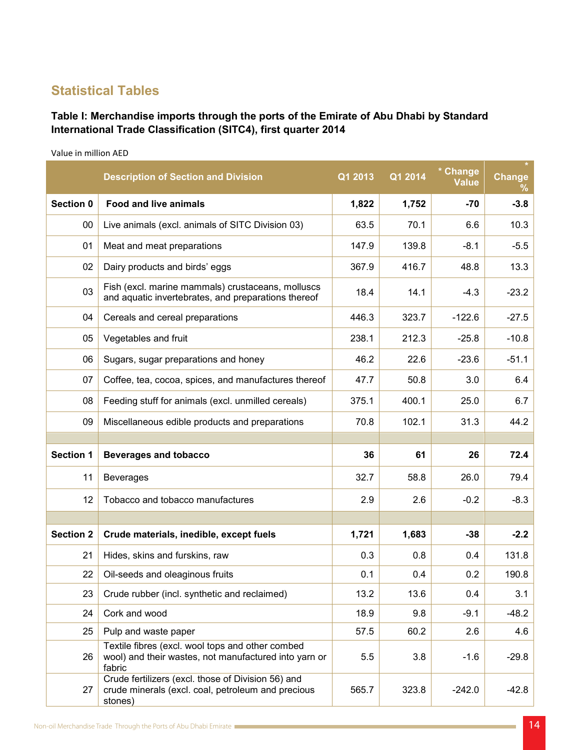## Statistical Tables

**Table I: Merchandise imports through the ports of the Emirate of Abu Dhabi by Standard International Trade Classification (SITC4), first quarter 2014**

Value in million AED

| | Description of Section and Division | Q1 2013 | Q1 2014 | * Change Value | * Change % |
|---|---|---|---|---|---|
| **Section 0** | **Food and live animals** | **1,822** | **1,752** | **-70** | **-3.8** |
| 00 | Live animals (excl. animals of SITC Division 03) | 63.5 | 70.1 | 6.6 | 10.3 |
| 01 | Meat and meat preparations | 147.9 | 139.8 | -8.1 | -5.5 |
| 02 | Dairy products and birds' eggs | 367.9 | 416.7 | 48.8 | 13.3 |
| 03 | Fish (excl. marine mammals) crustaceans, molluscs and aquatic invertebrates, and preparations thereof | 18.4 | 14.1 | -4.3 | -23.2 |
| 04 | Cereals and cereal preparations | 446.3 | 323.7 | -122.6 | -27.5 |
| 05 | Vegetables and fruit | 238.1 | 212.3 | -25.8 | -10.8 |
| 06 | Sugars, sugar preparations and honey | 46.2 | 22.6 | -23.6 | -51.1 |
| 07 | Coffee, tea, cocoa, spices, and manufactures thereof | 47.7 | 50.8 | 3.0 | 6.4 |
| 08 | Feeding stuff for animals (excl. unmilled cereals) | 375.1 | 400.1 | 25.0 | 6.7 |
| 09 | Miscellaneous edible products and preparations | 70.8 | 102.1 | 31.3 | 44.2 |
| | | | | | |
| **Section 1** | **Beverages and tobacco** | **36** | **61** | **26** | **72.4** |
| 11 | Beverages | 32.7 | 58.8 | 26.0 | 79.4 |
| 12 | Tobacco and tobacco manufactures | 2.9 | 2.6 | -0.2 | -8.3 |
| | | | | | |
| **Section 2** | **Crude materials, inedible, except fuels** | **1,721** | **1,683** | **-38** | **-2.2** |
| 21 | Hides, skins and furskins, raw | 0.3 | 0.8 | 0.4 | 131.8 |
| 22 | Oil-seeds and oleaginous fruits | 0.1 | 0.4 | 0.2 | 190.8 |
| 23 | Crude rubber (incl. synthetic and reclaimed) | 13.2 | 13.6 | 0.4 | 3.1 |
| 24 | Cork and wood | 18.9 | 9.8 | -9.1 | -48.2 |
| 25 | Pulp and waste paper | 57.5 | 60.2 | 2.6 | 4.6 |
| 26 | Textile fibres (excl. wool tops and other combed wool) and their wastes, not manufactured into yarn or fabric | 5.5 | 3.8 | -1.6 | -29.8 |
| 27 | Crude fertilizers (excl. those of Division 56) and crude minerals (excl. coal, petroleum and precious stones) | 565.7 | 323.8 | -242.0 | -42.8 |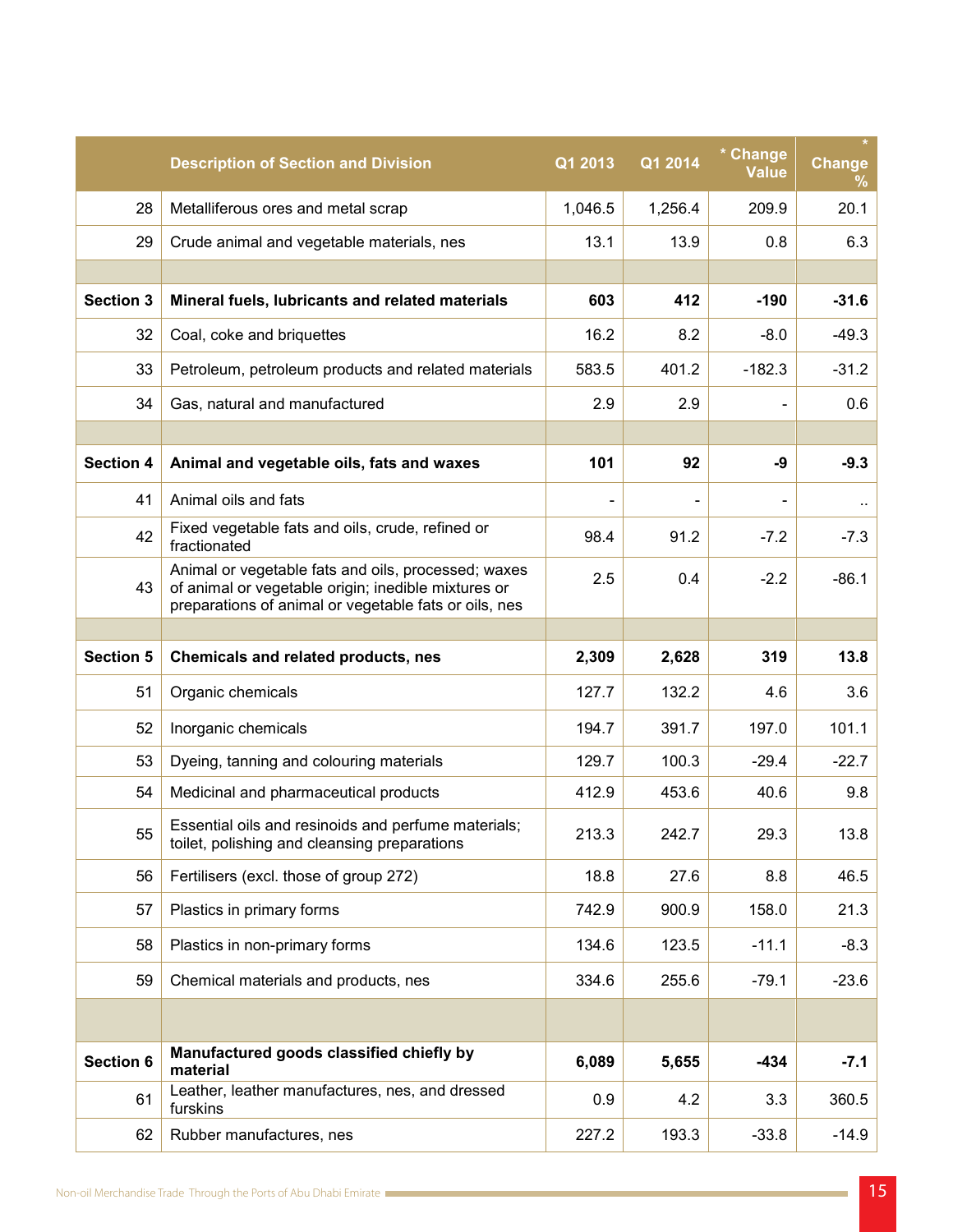|  | Description of Section and Division | Q1 2013 | Q1 2014 | * Change Value | * Change % |
|---|---|---|---|---|---|
| 28 | Metalliferous ores and metal scrap | 1,046.5 | 1,256.4 | 209.9 | 20.1 |
| 29 | Crude animal and vegetable materials, nes | 13.1 | 13.9 | 0.8 | 6.3 |
|  |  |  |  |  |  |
| **Section 3** | **Mineral fuels, lubricants and related materials** | **603** | **412** | **-190** | **-31.6** |
| 32 | Coal, coke and briquettes | 16.2 | 8.2 | -8.0 | -49.3 |
| 33 | Petroleum, petroleum products and related materials | 583.5 | 401.2 | -182.3 | -31.2 |
| 34 | Gas, natural and manufactured | 2.9 | 2.9 | - | 0.6 |
|  |  |  |  |  |  |
| **Section 4** | **Animal and vegetable oils, fats and waxes** | **101** | **92** | **-9** | **-9.3** |
| 41 | Animal oils and fats | - | - | - | .. |
| 42 | Fixed vegetable fats and oils, crude, refined or fractionated | 98.4 | 91.2 | -7.2 | -7.3 |
| 43 | Animal or vegetable fats and oils, processed; waxes of animal or vegetable origin; inedible mixtures or preparations of animal or vegetable fats or oils, nes | 2.5 | 0.4 | -2.2 | -86.1 |
|  |  |  |  |  |  |
| **Section 5** | **Chemicals and related products, nes** | **2,309** | **2,628** | **319** | **13.8** |
| 51 | Organic chemicals | 127.7 | 132.2 | 4.6 | 3.6 |
| 52 | Inorganic chemicals | 194.7 | 391.7 | 197.0 | 101.1 |
| 53 | Dyeing, tanning and colouring materials | 129.7 | 100.3 | -29.4 | -22.7 |
| 54 | Medicinal and pharmaceutical products | 412.9 | 453.6 | 40.6 | 9.8 |
| 55 | Essential oils and resinoids and perfume materials; toilet, polishing and cleansing preparations | 213.3 | 242.7 | 29.3 | 13.8 |
| 56 | Fertilisers (excl. those of group 272) | 18.8 | 27.6 | 8.8 | 46.5 |
| 57 | Plastics in primary forms | 742.9 | 900.9 | 158.0 | 21.3 |
| 58 | Plastics in non-primary forms | 134.6 | 123.5 | -11.1 | -8.3 |
| 59 | Chemical materials and products, nes | 334.6 | 255.6 | -79.1 | -23.6 |
|  |  |  |  |  |  |
| **Section 6** | **Manufactured goods classified chiefly by material** | **6,089** | **5,655** | **-434** | **-7.1** |
| 61 | Leather, leather manufactures, nes, and dressed furskins | 0.9 | 4.2 | 3.3 | 360.5 |
| 62 | Rubber manufactures, nes | 227.2 | 193.3 | -33.8 | -14.9 |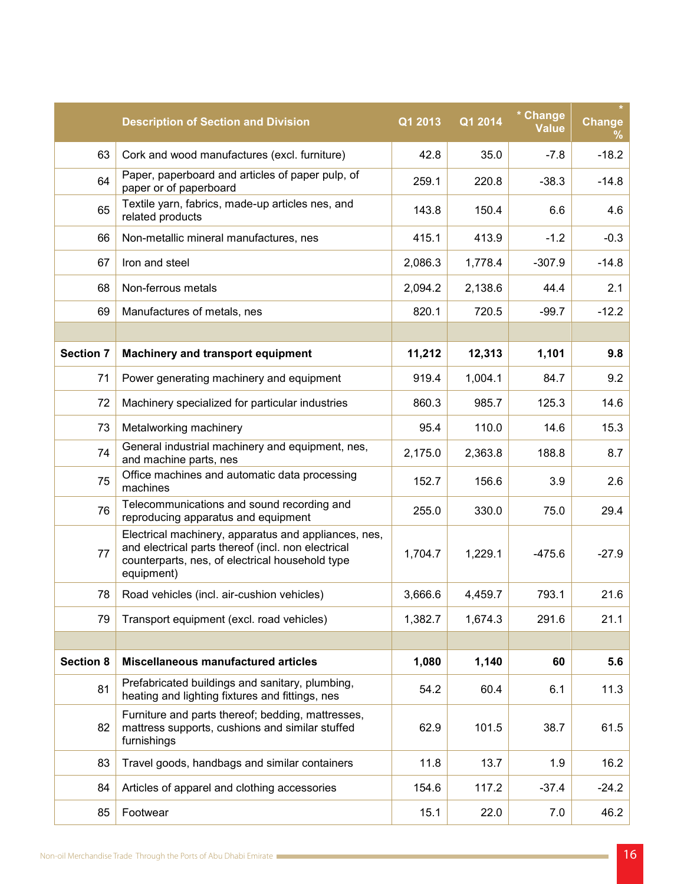| | Description of Section and Division | Q1 2013 | Q1 2014 | * Change Value | * Change % |
|---|---|---|---|---|---|
| 63 | Cork and wood manufactures (excl. furniture) | 42.8 | 35.0 | -7.8 | -18.2 |
| 64 | Paper, paperboard and articles of paper pulp, of paper or of paperboard | 259.1 | 220.8 | -38.3 | -14.8 |
| 65 | Textile yarn, fabrics, made-up articles nes, and related products | 143.8 | 150.4 | 6.6 | 4.6 |
| 66 | Non-metallic mineral manufactures, nes | 415.1 | 413.9 | -1.2 | -0.3 |
| 67 | Iron and steel | 2,086.3 | 1,778.4 | -307.9 | -14.8 |
| 68 | Non-ferrous metals | 2,094.2 | 2,138.6 | 44.4 | 2.1 |
| 69 | Manufactures of metals, nes | 820.1 | 720.5 | -99.7 | -12.2 |
| | | | | | |
| **Section 7** | **Machinery and transport equipment** | **11,212** | **12,313** | **1,101** | **9.8** |
| 71 | Power generating machinery and equipment | 919.4 | 1,004.1 | 84.7 | 9.2 |
| 72 | Machinery specialized for particular industries | 860.3 | 985.7 | 125.3 | 14.6 |
| 73 | Metalworking machinery | 95.4 | 110.0 | 14.6 | 15.3 |
| 74 | General industrial machinery and equipment, nes, and machine parts, nes | 2,175.0 | 2,363.8 | 188.8 | 8.7 |
| 75 | Office machines and automatic data processing machines | 152.7 | 156.6 | 3.9 | 2.6 |
| 76 | Telecommunications and sound recording and reproducing apparatus and equipment | 255.0 | 330.0 | 75.0 | 29.4 |
| 77 | Electrical machinery, apparatus and appliances, nes, and electrical parts thereof (incl. non electrical counterparts, nes, of electrical household type equipment) | 1,704.7 | 1,229.1 | -475.6 | -27.9 |
| 78 | Road vehicles (incl. air-cushion vehicles) | 3,666.6 | 4,459.7 | 793.1 | 21.6 |
| 79 | Transport equipment (excl. road vehicles) | 1,382.7 | 1,674.3 | 291.6 | 21.1 |
| | | | | | |
| **Section 8** | **Miscellaneous manufactured articles** | **1,080** | **1,140** | **60** | **5.6** |
| 81 | Prefabricated buildings and sanitary, plumbing, heating and lighting fixtures and fittings, nes | 54.2 | 60.4 | 6.1 | 11.3 |
| 82 | Furniture and parts thereof; bedding, mattresses, mattress supports, cushions and similar stuffed furnishings | 62.9 | 101.5 | 38.7 | 61.5 |
| 83 | Travel goods, handbags and similar containers | 11.8 | 13.7 | 1.9 | 16.2 |
| 84 | Articles of apparel and clothing accessories | 154.6 | 117.2 | -37.4 | -24.2 |
| 85 | Footwear | 15.1 | 22.0 | 7.0 | 46.2 |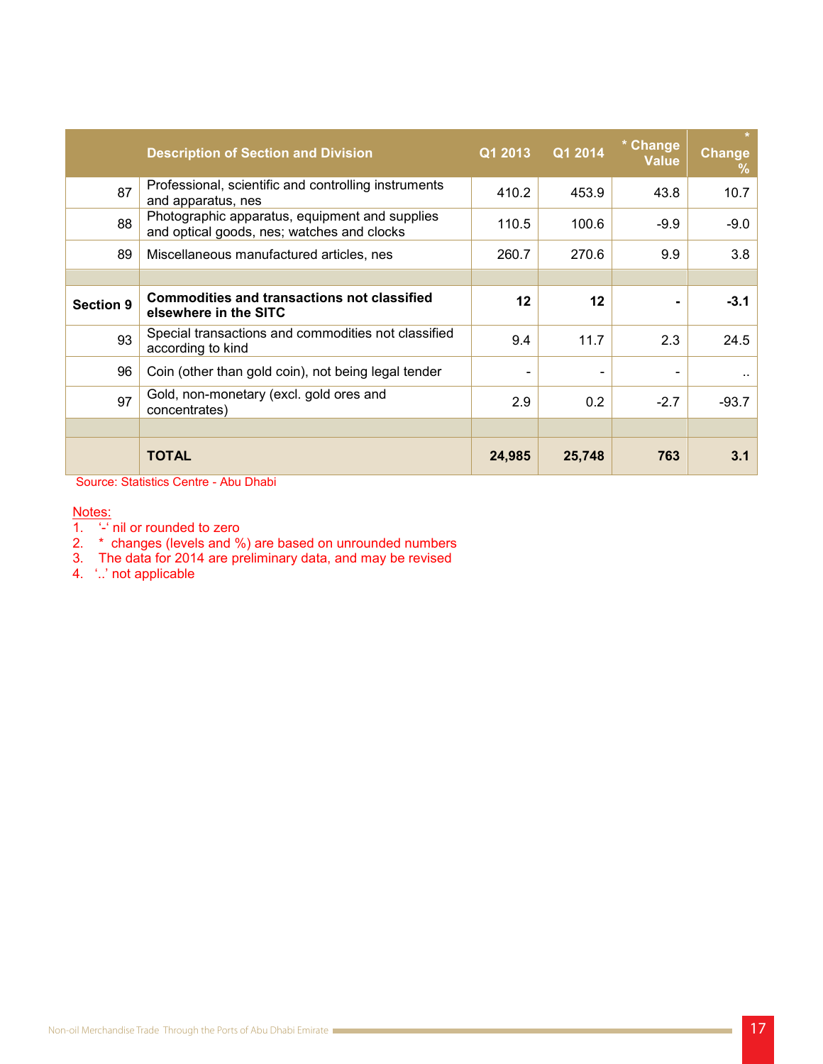|  | Description of Section and Division | Q1 2013 | Q1 2014 | * Change Value | * Change % |
|---|---|---|---|---|---|
| 87 | Professional, scientific and controlling instruments and apparatus, nes | 410.2 | 453.9 | 43.8 | 10.7 |
| 88 | Photographic apparatus, equipment and supplies and optical goods, nes; watches and clocks | 110.5 | 100.6 | -9.9 | -9.0 |
| 89 | Miscellaneous manufactured articles, nes | 260.7 | 270.6 | 9.9 | 3.8 |
|  |  |  |  |  |  |
| **Section 9** | **Commodities and transactions not classified elsewhere in the SITC** | **12** | **12** | **-** | **-3.1** |
| 93 | Special transactions and commodities not classified according to kind | 9.4 | 11.7 | 2.3 | 24.5 |
| 96 | Coin (other than gold coin), not being legal tender | - | - | - | .. |
| 97 | Gold, non-monetary (excl. gold ores and concentrates) | 2.9 | 0.2 | -2.7 | -93.7 |
|  |  |  |  |  |  |
|  | **TOTAL** | **24,985** | **25,748** | **763** | **3.1** |

Source: Statistics Centre - Abu Dhabi

Notes:

1. '-' nil or rounded to zero
2. * changes (levels and %) are based on unrounded numbers
3. The data for 2014 are preliminary data, and may be revised
4. '..' not applicable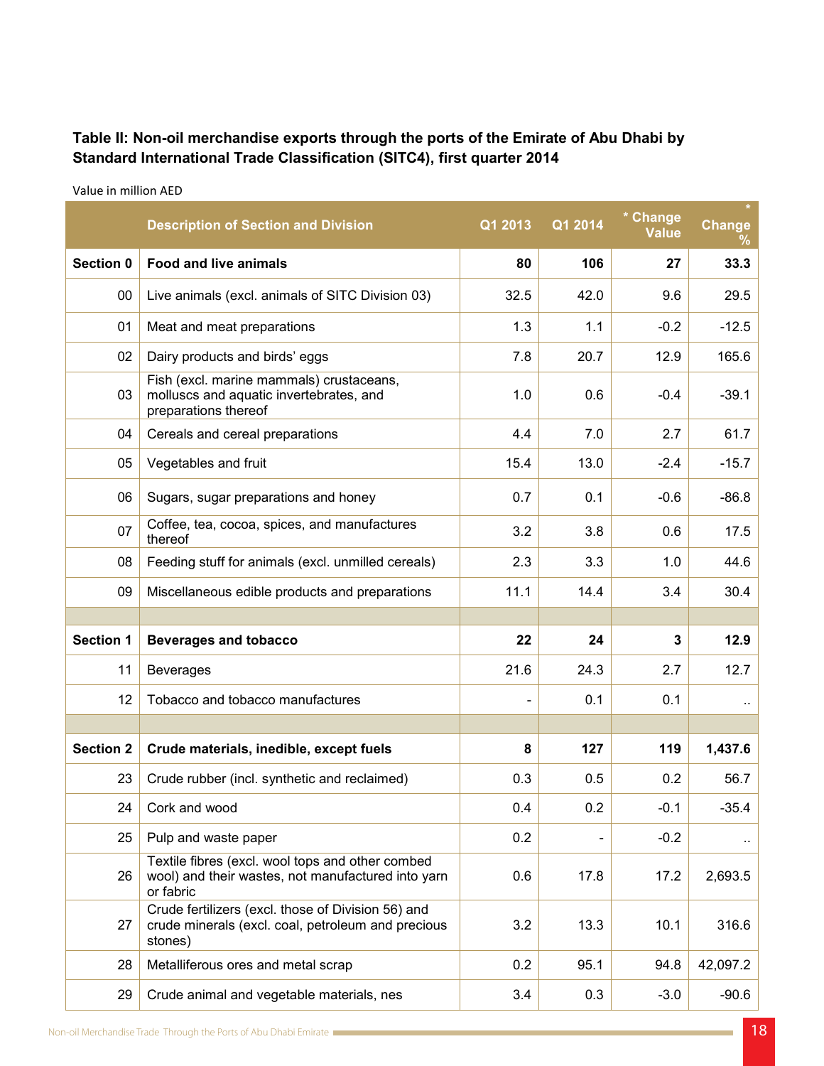**Table II: Non-oil merchandise exports through the ports of the Emirate of Abu Dhabi by Standard International Trade Classification (SITC4), first quarter 2014**

Value in million AED

| | Description of Section and Division | Q1 2013 | Q1 2014 | * Change Value | * Change % |
|---|---|---|---|---|---|
| **Section 0** | **Food and live animals** | **80** | **106** | **27** | **33.3** |
| 00 | Live animals (excl. animals of SITC Division 03) | 32.5 | 42.0 | 9.6 | 29.5 |
| 01 | Meat and meat preparations | 1.3 | 1.1 | -0.2 | -12.5 |
| 02 | Dairy products and birds' eggs | 7.8 | 20.7 | 12.9 | 165.6 |
| 03 | Fish (excl. marine mammals) crustaceans, molluscs and aquatic invertebrates, and preparations thereof | 1.0 | 0.6 | -0.4 | -39.1 |
| 04 | Cereals and cereal preparations | 4.4 | 7.0 | 2.7 | 61.7 |
| 05 | Vegetables and fruit | 15.4 | 13.0 | -2.4 | -15.7 |
| 06 | Sugars, sugar preparations and honey | 0.7 | 0.1 | -0.6 | -86.8 |
| 07 | Coffee, tea, cocoa, spices, and manufactures thereof | 3.2 | 3.8 | 0.6 | 17.5 |
| 08 | Feeding stuff for animals (excl. unmilled cereals) | 2.3 | 3.3 | 1.0 | 44.6 |
| 09 | Miscellaneous edible products and preparations | 11.1 | 14.4 | 3.4 | 30.4 |
| | | | | | |
| **Section 1** | **Beverages and tobacco** | **22** | **24** | **3** | **12.9** |
| 11 | Beverages | 21.6 | 24.3 | 2.7 | 12.7 |
| 12 | Tobacco and tobacco manufactures | - | 0.1 | 0.1 | .. |
| | | | | | |
| **Section 2** | **Crude materials, inedible, except fuels** | **8** | **127** | **119** | **1,437.6** |
| 23 | Crude rubber (incl. synthetic and reclaimed) | 0.3 | 0.5 | 0.2 | 56.7 |
| 24 | Cork and wood | 0.4 | 0.2 | -0.1 | -35.4 |
| 25 | Pulp and waste paper | 0.2 | - | -0.2 | .. |
| 26 | Textile fibres (excl. wool tops and other combed wool) and their wastes, not manufactured into yarn or fabric | 0.6 | 17.8 | 17.2 | 2,693.5 |
| 27 | Crude fertilizers (excl. those of Division 56) and crude minerals (excl. coal, petroleum and precious stones) | 3.2 | 13.3 | 10.1 | 316.6 |
| 28 | Metalliferous ores and metal scrap | 0.2 | 95.1 | 94.8 | 42,097.2 |
| 29 | Crude animal and vegetable materials, nes | 3.4 | 0.3 | -3.0 | -90.6 |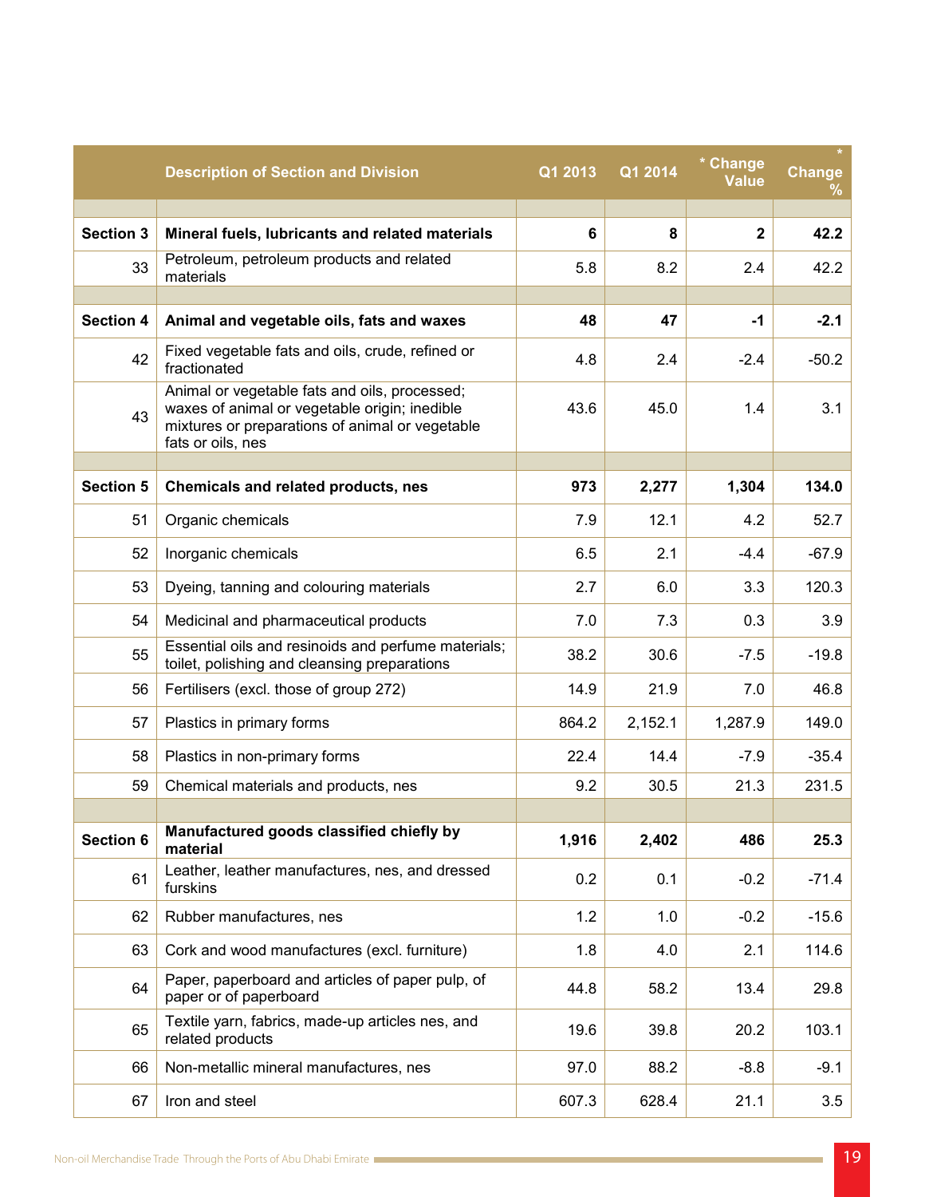| | Description of Section and Division | Q1 2013 | Q1 2014 | * Change Value | * Change % |
|---|---|---|---|---|---|
| | | | | | |
| **Section 3** | **Mineral fuels, lubricants and related materials** | **6** | **8** | **2** | **42.2** |
| 33 | Petroleum, petroleum products and related materials | 5.8 | 8.2 | 2.4 | 42.2 |
| | | | | | |
| **Section 4** | **Animal and vegetable oils, fats and waxes** | **48** | **47** | **-1** | **-2.1** |
| 42 | Fixed vegetable fats and oils, crude, refined or fractionated | 4.8 | 2.4 | -2.4 | -50.2 |
| 43 | Animal or vegetable fats and oils, processed; waxes of animal or vegetable origin; inedible mixtures or preparations of animal or vegetable fats or oils, nes | 43.6 | 45.0 | 1.4 | 3.1 |
| | | | | | |
| **Section 5** | **Chemicals and related products, nes** | **973** | **2,277** | **1,304** | **134.0** |
| 51 | Organic chemicals | 7.9 | 12.1 | 4.2 | 52.7 |
| 52 | Inorganic chemicals | 6.5 | 2.1 | -4.4 | -67.9 |
| 53 | Dyeing, tanning and colouring materials | 2.7 | 6.0 | 3.3 | 120.3 |
| 54 | Medicinal and pharmaceutical products | 7.0 | 7.3 | 0.3 | 3.9 |
| 55 | Essential oils and resinoids and perfume materials; toilet, polishing and cleansing preparations | 38.2 | 30.6 | -7.5 | -19.8 |
| 56 | Fertilisers (excl. those of group 272) | 14.9 | 21.9 | 7.0 | 46.8 |
| 57 | Plastics in primary forms | 864.2 | 2,152.1 | 1,287.9 | 149.0 |
| 58 | Plastics in non-primary forms | 22.4 | 14.4 | -7.9 | -35.4 |
| 59 | Chemical materials and products, nes | 9.2 | 30.5 | 21.3 | 231.5 |
| | | | | | |
| **Section 6** | **Manufactured goods classified chiefly by material** | **1,916** | **2,402** | **486** | **25.3** |
| 61 | Leather, leather manufactures, nes, and dressed furskins | 0.2 | 0.1 | -0.2 | -71.4 |
| 62 | Rubber manufactures, nes | 1.2 | 1.0 | -0.2 | -15.6 |
| 63 | Cork and wood manufactures (excl. furniture) | 1.8 | 4.0 | 2.1 | 114.6 |
| 64 | Paper, paperboard and articles of paper pulp, of paper or of paperboard | 44.8 | 58.2 | 13.4 | 29.8 |
| 65 | Textile yarn, fabrics, made-up articles nes, and related products | 19.6 | 39.8 | 20.2 | 103.1 |
| 66 | Non-metallic mineral manufactures, nes | 97.0 | 88.2 | -8.8 | -9.1 |
| 67 | Iron and steel | 607.3 | 628.4 | 21.1 | 3.5 |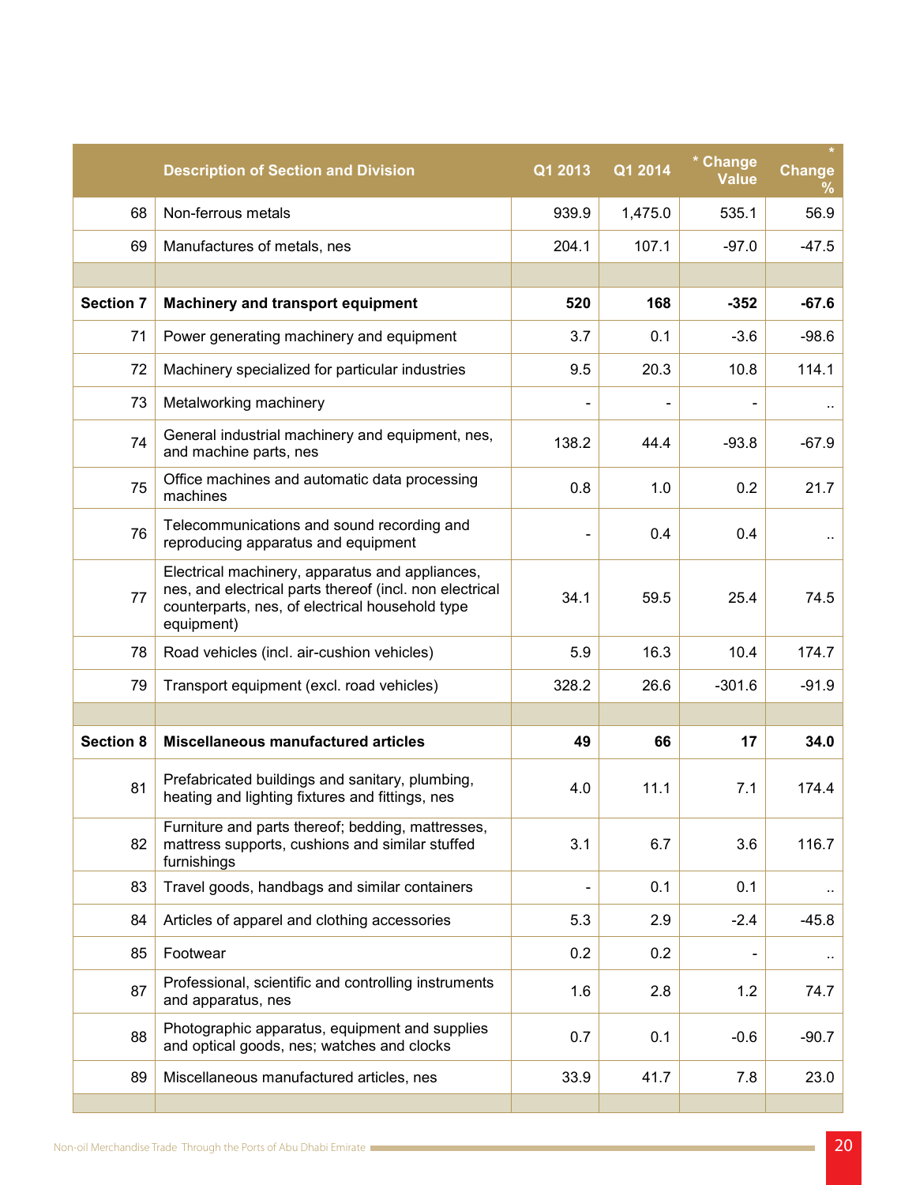|  | Description of Section and Division | Q1 2013 | Q1 2014 | * Change Value | * Change % |
|---|---|---|---|---|---|
| 68 | Non-ferrous metals | 939.9 | 1,475.0 | 535.1 | 56.9 |
| 69 | Manufactures of metals, nes | 204.1 | 107.1 | -97.0 | -47.5 |
|  |  |  |  |  |  |
| **Section 7** | **Machinery and transport equipment** | **520** | **168** | **-352** | **-67.6** |
| 71 | Power generating machinery and equipment | 3.7 | 0.1 | -3.6 | -98.6 |
| 72 | Machinery specialized for particular industries | 9.5 | 20.3 | 10.8 | 114.1 |
| 73 | Metalworking machinery | - | - | - | .. |
| 74 | General industrial machinery and equipment, nes, and machine parts, nes | 138.2 | 44.4 | -93.8 | -67.9 |
| 75 | Office machines and automatic data processing machines | 0.8 | 1.0 | 0.2 | 21.7 |
| 76 | Telecommunications and sound recording and reproducing apparatus and equipment | - | 0.4 | 0.4 | .. |
| 77 | Electrical machinery, apparatus and appliances, nes, and electrical parts thereof (incl. non electrical counterparts, nes, of electrical household type equipment) | 34.1 | 59.5 | 25.4 | 74.5 |
| 78 | Road vehicles (incl. air-cushion vehicles) | 5.9 | 16.3 | 10.4 | 174.7 |
| 79 | Transport equipment (excl. road vehicles) | 328.2 | 26.6 | -301.6 | -91.9 |
|  |  |  |  |  |  |
| **Section 8** | **Miscellaneous manufactured articles** | **49** | **66** | **17** | **34.0** |
| 81 | Prefabricated buildings and sanitary, plumbing, heating and lighting fixtures and fittings, nes | 4.0 | 11.1 | 7.1 | 174.4 |
| 82 | Furniture and parts thereof; bedding, mattresses, mattress supports, cushions and similar stuffed furnishings | 3.1 | 6.7 | 3.6 | 116.7 |
| 83 | Travel goods, handbags and similar containers | - | 0.1 | 0.1 | .. |
| 84 | Articles of apparel and clothing accessories | 5.3 | 2.9 | -2.4 | -45.8 |
| 85 | Footwear | 0.2 | 0.2 | - | .. |
| 87 | Professional, scientific and controlling instruments and apparatus, nes | 1.6 | 2.8 | 1.2 | 74.7 |
| 88 | Photographic apparatus, equipment and supplies and optical goods, nes; watches and clocks | 0.7 | 0.1 | -0.6 | -90.7 |
| 89 | Miscellaneous manufactured articles, nes | 33.9 | 41.7 | 7.8 | 23.0 |
|  |  |  |  |  |  |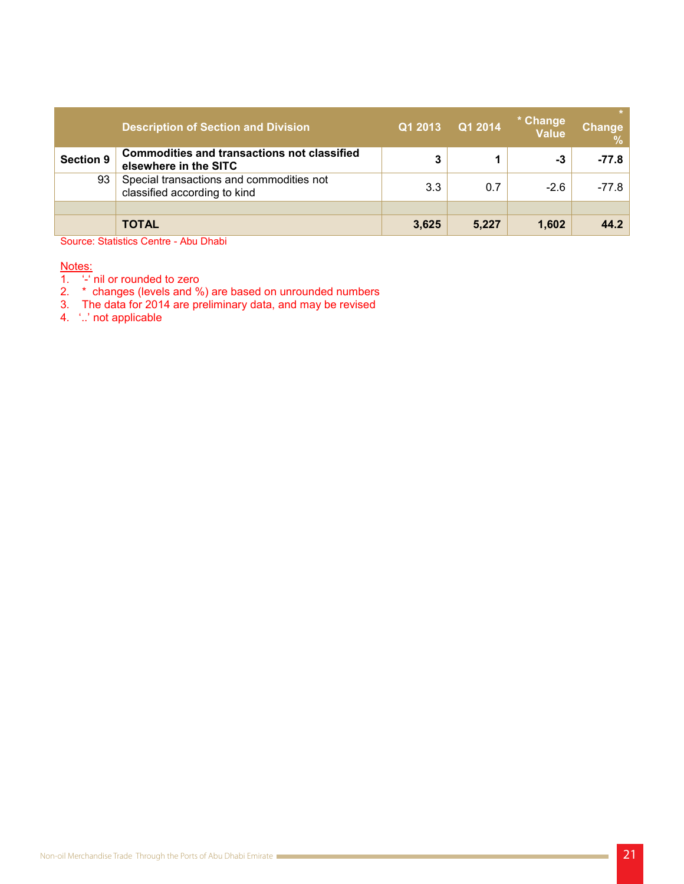| | Description of Section and Division | Q1 2013 | Q1 2014 | * Change Value | * Change % |
|---|---|---|---|---|---|
| **Section 9** | **Commodities and transactions not classified elsewhere in the SITC** | **3** | **1** | **-3** | **-77.8** |
| 93 | Special transactions and commodities not classified according to kind | 3.3 | 0.7 | -2.6 | -77.8 |
| | | | | | |
| | **TOTAL** | **3,625** | **5,227** | **1,602** | **44.2** |

Source: Statistics Centre - Abu Dhabi

Notes:

1. '-' nil or rounded to zero
2. * changes (levels and %) are based on unrounded numbers
3. The data for 2014 are preliminary data, and may be revised
4. '..' not applicable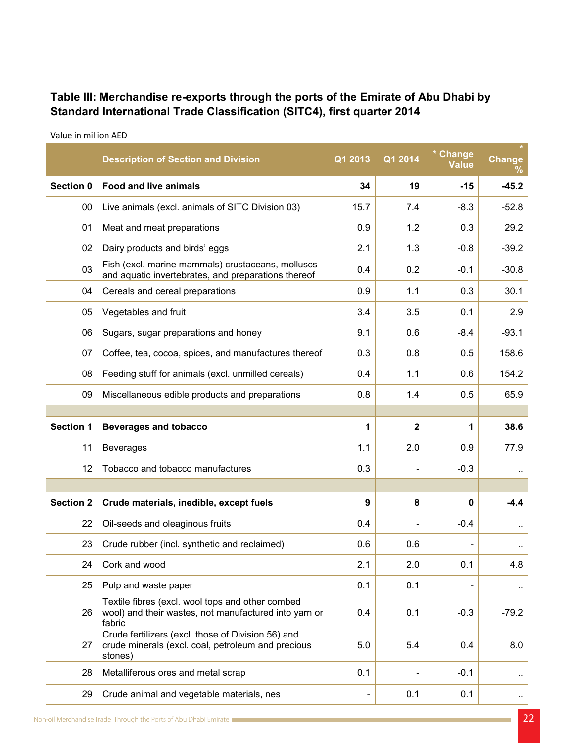### Table III: Merchandise re-exports through the ports of the Emirate of Abu Dhabi by Standard International Trade Classification (SITC4), first quarter 2014

Value in million AED

| | Description of Section and Division | Q1 2013 | Q1 2014 | * Change Value | * Change % |
|---|---|---|---|---|---|
| **Section 0** | **Food and live animals** | **34** | **19** | **-15** | **-45.2** |
| 00 | Live animals (excl. animals of SITC Division 03) | 15.7 | 7.4 | -8.3 | -52.8 |
| 01 | Meat and meat preparations | 0.9 | 1.2 | 0.3 | 29.2 |
| 02 | Dairy products and birds' eggs | 2.1 | 1.3 | -0.8 | -39.2 |
| 03 | Fish (excl. marine mammals) crustaceans, molluscs and aquatic invertebrates, and preparations thereof | 0.4 | 0.2 | -0.1 | -30.8 |
| 04 | Cereals and cereal preparations | 0.9 | 1.1 | 0.3 | 30.1 |
| 05 | Vegetables and fruit | 3.4 | 3.5 | 0.1 | 2.9 |
| 06 | Sugars, sugar preparations and honey | 9.1 | 0.6 | -8.4 | -93.1 |
| 07 | Coffee, tea, cocoa, spices, and manufactures thereof | 0.3 | 0.8 | 0.5 | 158.6 |
| 08 | Feeding stuff for animals (excl. unmilled cereals) | 0.4 | 1.1 | 0.6 | 154.2 |
| 09 | Miscellaneous edible products and preparations | 0.8 | 1.4 | 0.5 | 65.9 |
| | | | | | |
| **Section 1** | **Beverages and tobacco** | **1** | **2** | **1** | **38.6** |
| 11 | Beverages | 1.1 | 2.0 | 0.9 | 77.9 |
| 12 | Tobacco and tobacco manufactures | 0.3 | - | -0.3 | .. |
| | | | | | |
| **Section 2** | **Crude materials, inedible, except fuels** | **9** | **8** | **0** | **-4.4** |
| 22 | Oil-seeds and oleaginous fruits | 0.4 | - | -0.4 | .. |
| 23 | Crude rubber (incl. synthetic and reclaimed) | 0.6 | 0.6 | - | .. |
| 24 | Cork and wood | 2.1 | 2.0 | 0.1 | 4.8 |
| 25 | Pulp and waste paper | 0.1 | 0.1 | - | .. |
| 26 | Textile fibres (excl. wool tops and other combed wool) and their wastes, not manufactured into yarn or fabric | 0.4 | 0.1 | -0.3 | -79.2 |
| 27 | Crude fertilizers (excl. those of Division 56) and crude minerals (excl. coal, petroleum and precious stones) | 5.0 | 5.4 | 0.4 | 8.0 |
| 28 | Metalliferous ores and metal scrap | 0.1 | - | -0.1 | .. |
| 29 | Crude animal and vegetable materials, nes | - | 0.1 | 0.1 | .. |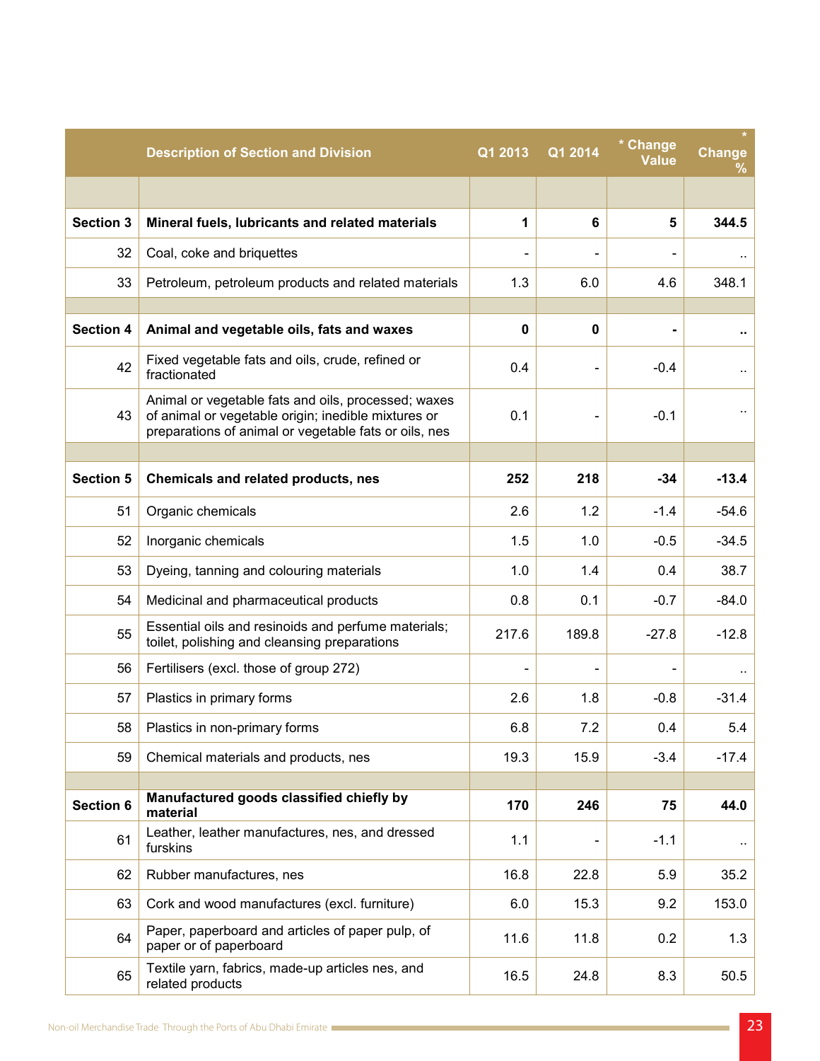| | Description of Section and Division | Q1 2013 | Q1 2014 | * Change Value | * Change % |
|---|---|---|---|---|---|
| | | | | | |
| **Section 3** | **Mineral fuels, lubricants and related materials** | **1** | **6** | **5** | **344.5** |
| 32 | Coal, coke and briquettes | - | - | - | .. |
| 33 | Petroleum, petroleum products and related materials | 1.3 | 6.0 | 4.6 | 348.1 |
| | | | | | |
| **Section 4** | **Animal and vegetable oils, fats and waxes** | **0** | **0** | **-** | **..** |
| 42 | Fixed vegetable fats and oils, crude, refined or fractionated | 0.4 | - | -0.4 | .. |
| 43 | Animal or vegetable fats and oils, processed; waxes of animal or vegetable origin; inedible mixtures or preparations of animal or vegetable fats or oils, nes | 0.1 | - | -0.1 | .. |
| | | | | | |
| **Section 5** | **Chemicals and related products, nes** | **252** | **218** | **-34** | **-13.4** |
| 51 | Organic chemicals | 2.6 | 1.2 | -1.4 | -54.6 |
| 52 | Inorganic chemicals | 1.5 | 1.0 | -0.5 | -34.5 |
| 53 | Dyeing, tanning and colouring materials | 1.0 | 1.4 | 0.4 | 38.7 |
| 54 | Medicinal and pharmaceutical products | 0.8 | 0.1 | -0.7 | -84.0 |
| 55 | Essential oils and resinoids and perfume materials; toilet, polishing and cleansing preparations | 217.6 | 189.8 | -27.8 | -12.8 |
| 56 | Fertilisers (excl. those of group 272) | - | - | - | .. |
| 57 | Plastics in primary forms | 2.6 | 1.8 | -0.8 | -31.4 |
| 58 | Plastics in non-primary forms | 6.8 | 7.2 | 0.4 | 5.4 |
| 59 | Chemical materials and products, nes | 19.3 | 15.9 | -3.4 | -17.4 |
| | | | | | |
| **Section 6** | **Manufactured goods classified chiefly by material** | **170** | **246** | **75** | **44.0** |
| 61 | Leather, leather manufactures, nes, and dressed furskins | 1.1 | - | -1.1 | .. |
| 62 | Rubber manufactures, nes | 16.8 | 22.8 | 5.9 | 35.2 |
| 63 | Cork and wood manufactures (excl. furniture) | 6.0 | 15.3 | 9.2 | 153.0 |
| 64 | Paper, paperboard and articles of paper pulp, of paper or of paperboard | 11.6 | 11.8 | 0.2 | 1.3 |
| 65 | Textile yarn, fabrics, made-up articles nes, and related products | 16.5 | 24.8 | 8.3 | 50.5 |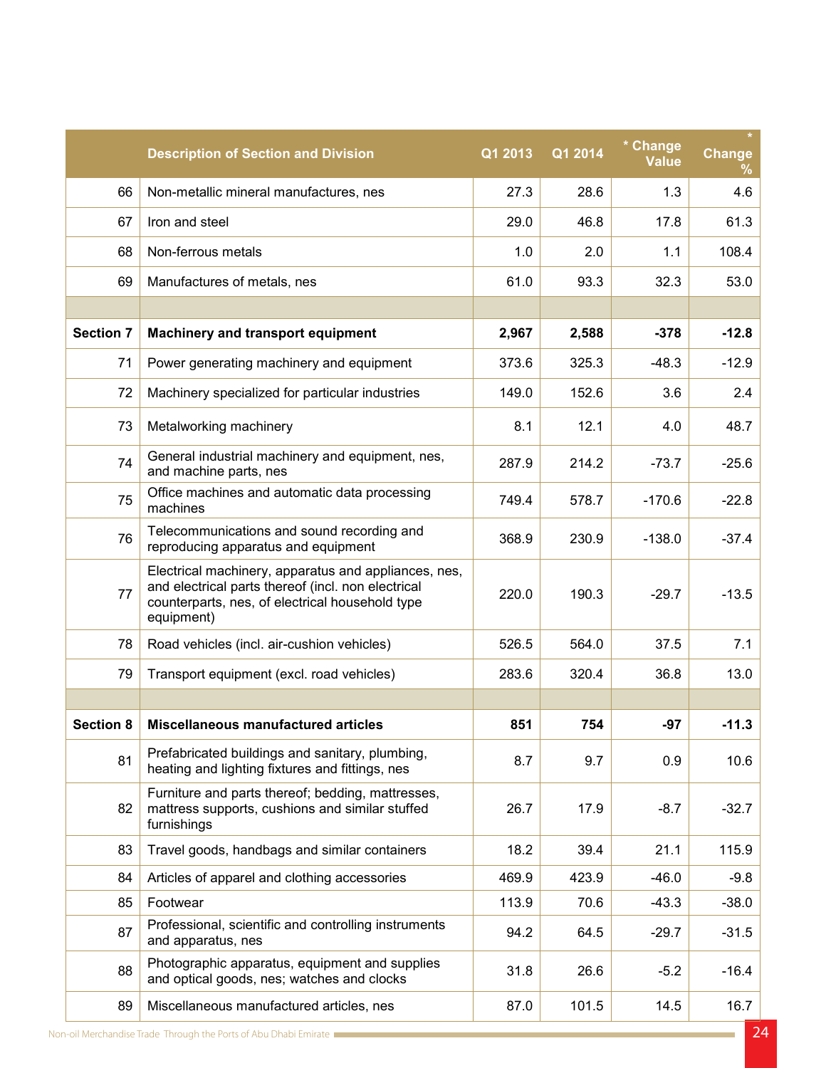| | Description of Section and Division | Q1 2013 | Q1 2014 | * Change Value | * Change % |
|---|---|---|---|---|---|
| 66 | Non-metallic mineral manufactures, nes | 27.3 | 28.6 | 1.3 | 4.6 |
| 67 | Iron and steel | 29.0 | 46.8 | 17.8 | 61.3 |
| 68 | Non-ferrous metals | 1.0 | 2.0 | 1.1 | 108.4 |
| 69 | Manufactures of metals, nes | 61.0 | 93.3 | 32.3 | 53.0 |
| | | | | | |
| **Section 7** | **Machinery and transport equipment** | **2,967** | **2,588** | **-378** | **-12.8** |
| 71 | Power generating machinery and equipment | 373.6 | 325.3 | -48.3 | -12.9 |
| 72 | Machinery specialized for particular industries | 149.0 | 152.6 | 3.6 | 2.4 |
| 73 | Metalworking machinery | 8.1 | 12.1 | 4.0 | 48.7 |
| 74 | General industrial machinery and equipment, nes, and machine parts, nes | 287.9 | 214.2 | -73.7 | -25.6 |
| 75 | Office machines and automatic data processing machines | 749.4 | 578.7 | -170.6 | -22.8 |
| 76 | Telecommunications and sound recording and reproducing apparatus and equipment | 368.9 | 230.9 | -138.0 | -37.4 |
| 77 | Electrical machinery, apparatus and appliances, nes, and electrical parts thereof (incl. non electrical counterparts, nes, of electrical household type equipment) | 220.0 | 190.3 | -29.7 | -13.5 |
| 78 | Road vehicles (incl. air-cushion vehicles) | 526.5 | 564.0 | 37.5 | 7.1 |
| 79 | Transport equipment (excl. road vehicles) | 283.6 | 320.4 | 36.8 | 13.0 |
| | | | | | |
| **Section 8** | **Miscellaneous manufactured articles** | **851** | **754** | **-97** | **-11.3** |
| 81 | Prefabricated buildings and sanitary, plumbing, heating and lighting fixtures and fittings, nes | 8.7 | 9.7 | 0.9 | 10.6 |
| 82 | Furniture and parts thereof; bedding, mattresses, mattress supports, cushions and similar stuffed furnishings | 26.7 | 17.9 | -8.7 | -32.7 |
| 83 | Travel goods, handbags and similar containers | 18.2 | 39.4 | 21.1 | 115.9 |
| 84 | Articles of apparel and clothing accessories | 469.9 | 423.9 | -46.0 | -9.8 |
| 85 | Footwear | 113.9 | 70.6 | -43.3 | -38.0 |
| 87 | Professional, scientific and controlling instruments and apparatus, nes | 94.2 | 64.5 | -29.7 | -31.5 |
| 88 | Photographic apparatus, equipment and supplies and optical goods, nes; watches and clocks | 31.8 | 26.6 | -5.2 | -16.4 |
| 89 | Miscellaneous manufactured articles, nes | 87.0 | 101.5 | 14.5 | 16.7 |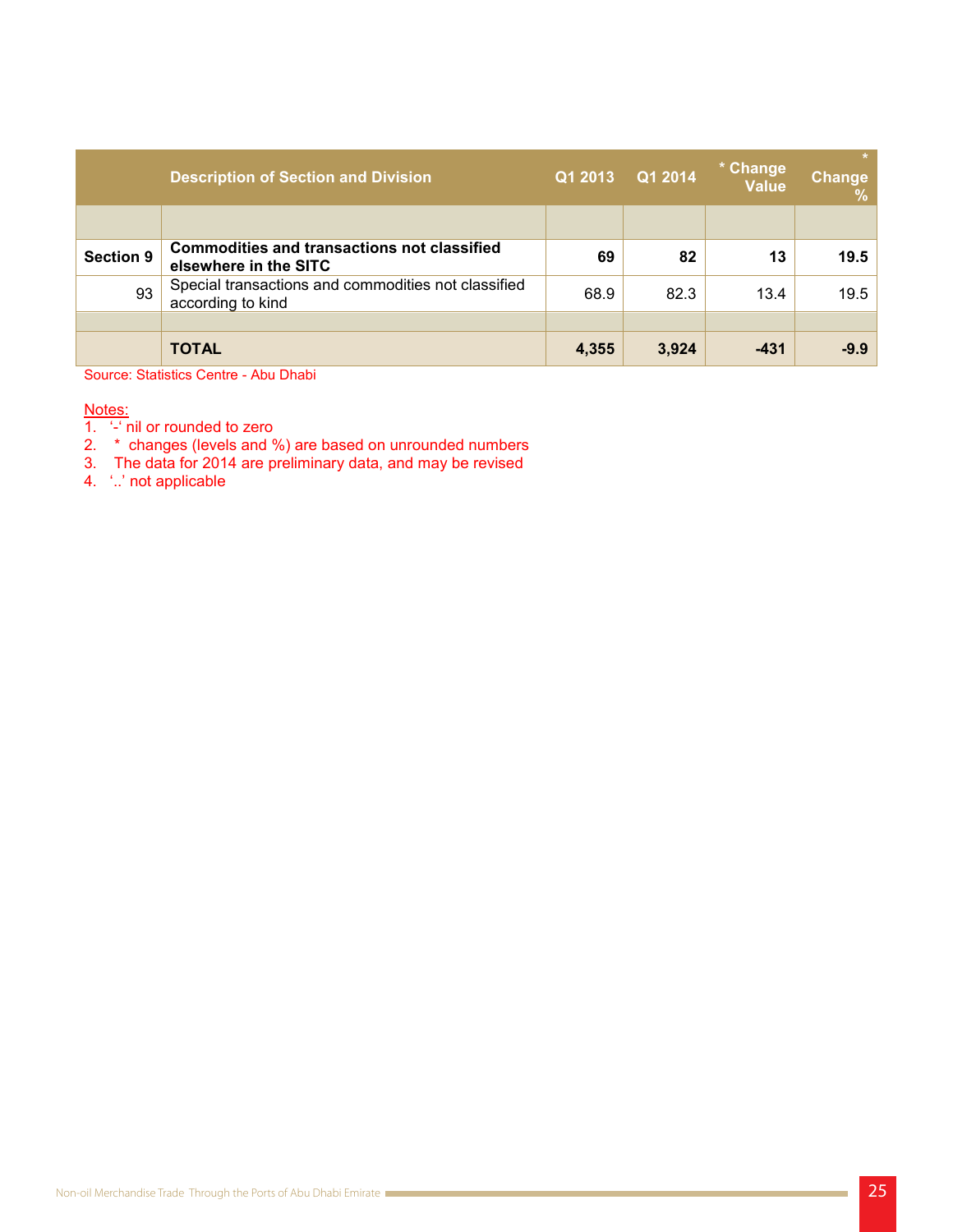| | Description of Section and Division | Q1 2013 | Q1 2014 | * Change Value | * Change % |
|---|---|---|---|---|---|
| | | | | | |
| **Section 9** | **Commodities and transactions not classified elsewhere in the SITC** | **69** | **82** | **13** | **19.5** |
| 93 | Special transactions and commodities not classified according to kind | 68.9 | 82.3 | 13.4 | 19.5 |
| | | | | | |
| | **TOTAL** | **4,355** | **3,924** | **-431** | **-9.9** |

Source: Statistics Centre - Abu Dhabi

Notes:
1. '-' nil or rounded to zero
2. * changes (levels and %) are based on unrounded numbers
3. The data for 2014 are preliminary data, and may be revised
4. '..' not applicable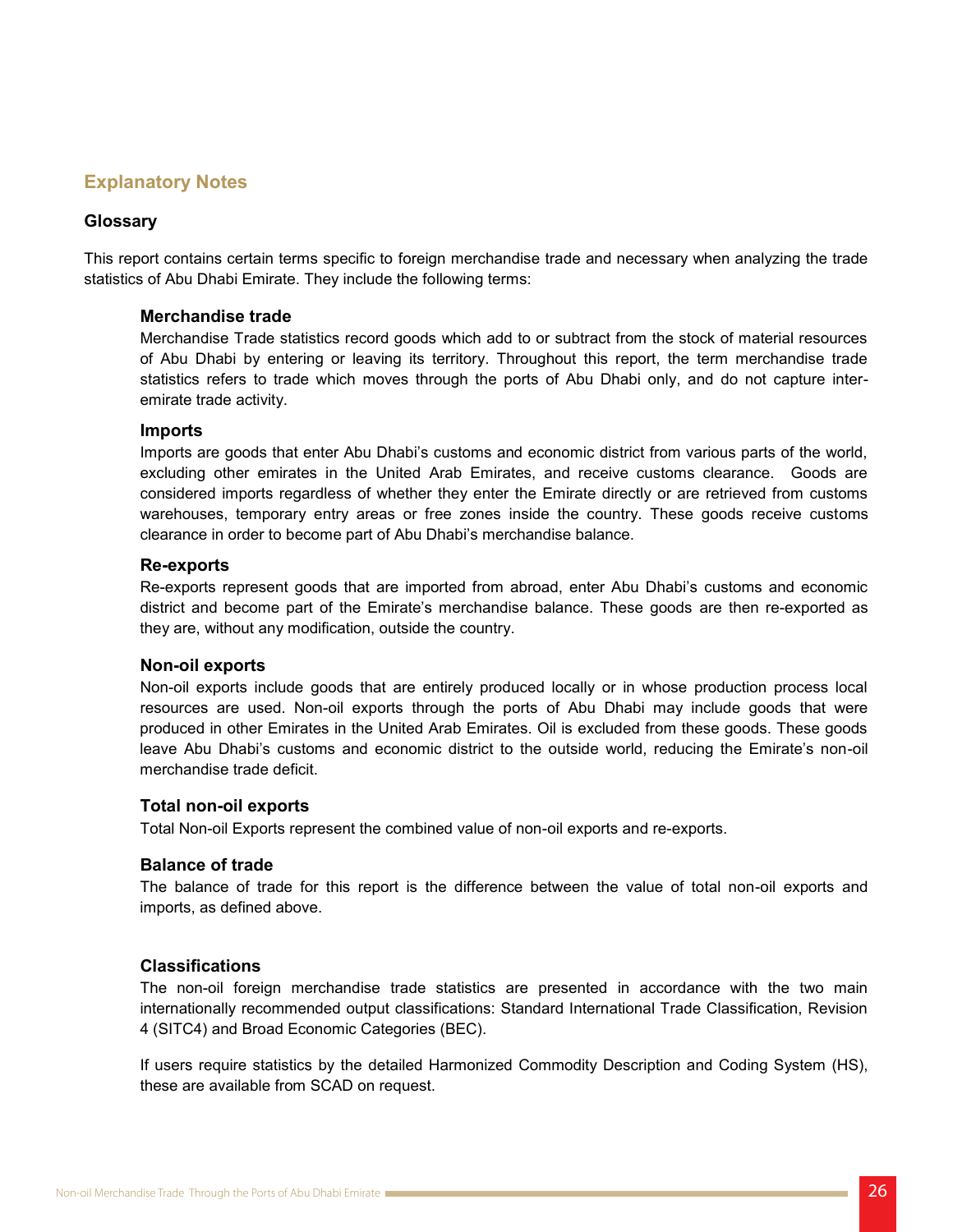## Explanatory Notes

### Glossary

This report contains certain terms specific to foreign merchandise trade and necessary when analyzing the trade statistics of Abu Dhabi Emirate. They include the following terms:

#### Merchandise trade

Merchandise Trade statistics record goods which add to or subtract from the stock of material resources of Abu Dhabi by entering or leaving its territory. Throughout this report, the term merchandise trade statistics refers to trade which moves through the ports of Abu Dhabi only, and do not capture inter-emirate trade activity.

#### Imports

Imports are goods that enter Abu Dhabi's customs and economic district from various parts of the world, excluding other emirates in the United Arab Emirates, and receive customs clearance. Goods are considered imports regardless of whether they enter the Emirate directly or are retrieved from customs warehouses, temporary entry areas or free zones inside the country. These goods receive customs clearance in order to become part of Abu Dhabi's merchandise balance.

#### Re-exports

Re-exports represent goods that are imported from abroad, enter Abu Dhabi's customs and economic district and become part of the Emirate's merchandise balance. These goods are then re-exported as they are, without any modification, outside the country.

#### Non-oil exports

Non-oil exports include goods that are entirely produced locally or in whose production process local resources are used. Non-oil exports through the ports of Abu Dhabi may include goods that were produced in other Emirates in the United Arab Emirates. Oil is excluded from these goods. These goods leave Abu Dhabi's customs and economic district to the outside world, reducing the Emirate's non-oil merchandise trade deficit.

#### Total non-oil exports

Total Non-oil Exports represent the combined value of non-oil exports and re-exports.

#### Balance of trade

The balance of trade for this report is the difference between the value of total non-oil exports and imports, as defined above.

#### Classifications

The non-oil foreign merchandise trade statistics are presented in accordance with the two main internationally recommended output classifications: Standard International Trade Classification, Revision 4 (SITC4) and Broad Economic Categories (BEC).

If users require statistics by the detailed Harmonized Commodity Description and Coding System (HS), these are available from SCAD on request.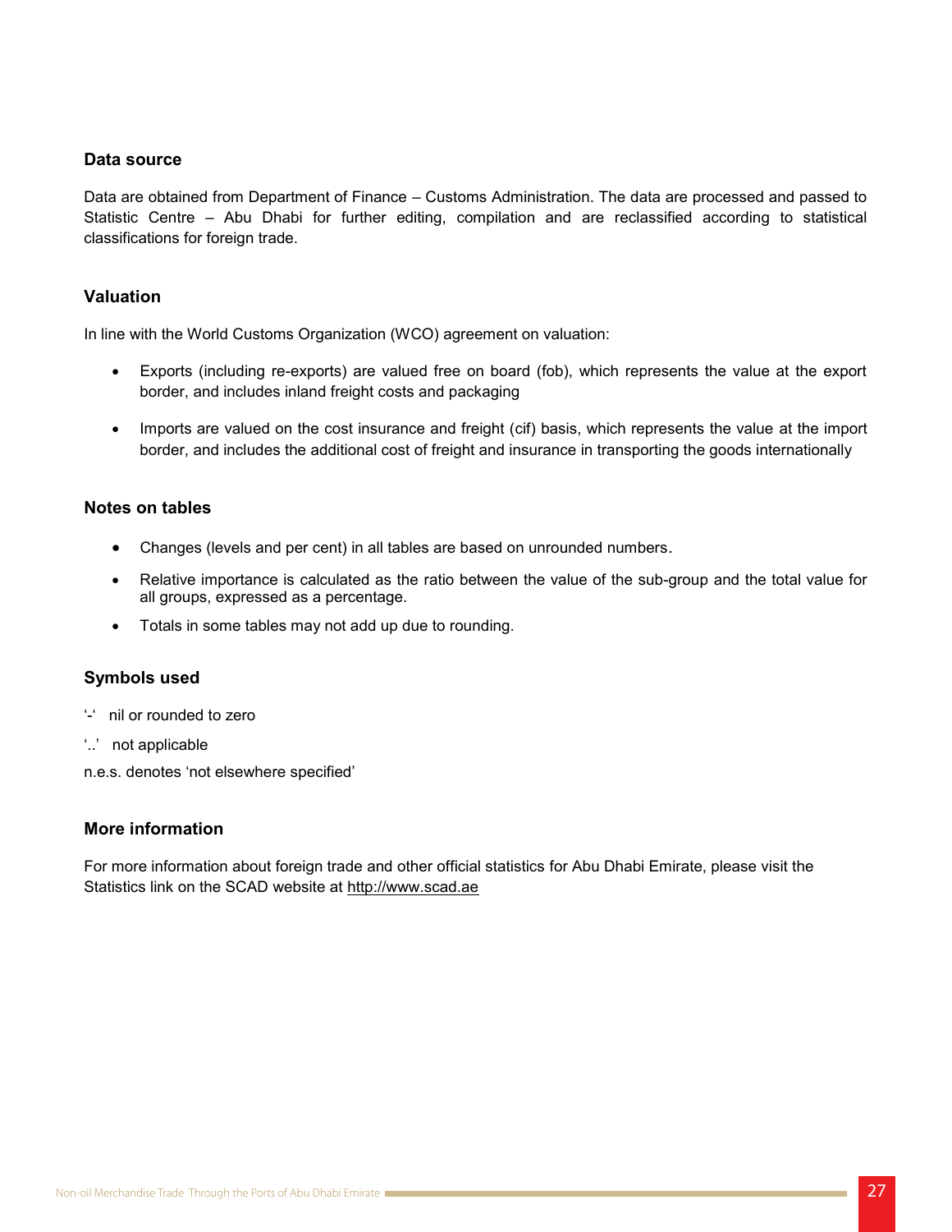### Data source

Data are obtained from Department of Finance – Customs Administration. The data are processed and passed to Statistic Centre – Abu Dhabi for further editing, compilation and are reclassified according to statistical classifications for foreign trade.

### Valuation

In line with the World Customs Organization (WCO) agreement on valuation:

- Exports (including re-exports) are valued free on board (fob), which represents the value at the export border, and includes inland freight costs and packaging
- Imports are valued on the cost insurance and freight (cif) basis, which represents the value at the import border, and includes the additional cost of freight and insurance in transporting the goods internationally

### Notes on tables

- Changes (levels and per cent) in all tables are based on unrounded numbers.
- Relative importance is calculated as the ratio between the value of the sub-group and the total value for all groups, expressed as a percentage.
- Totals in some tables may not add up due to rounding.

### Symbols used

'-' nil or rounded to zero

'..' not applicable

n.e.s. denotes 'not elsewhere specified'

### More information

For more information about foreign trade and other official statistics for Abu Dhabi Emirate, please visit the Statistics link on the SCAD website at http://www.scad.ae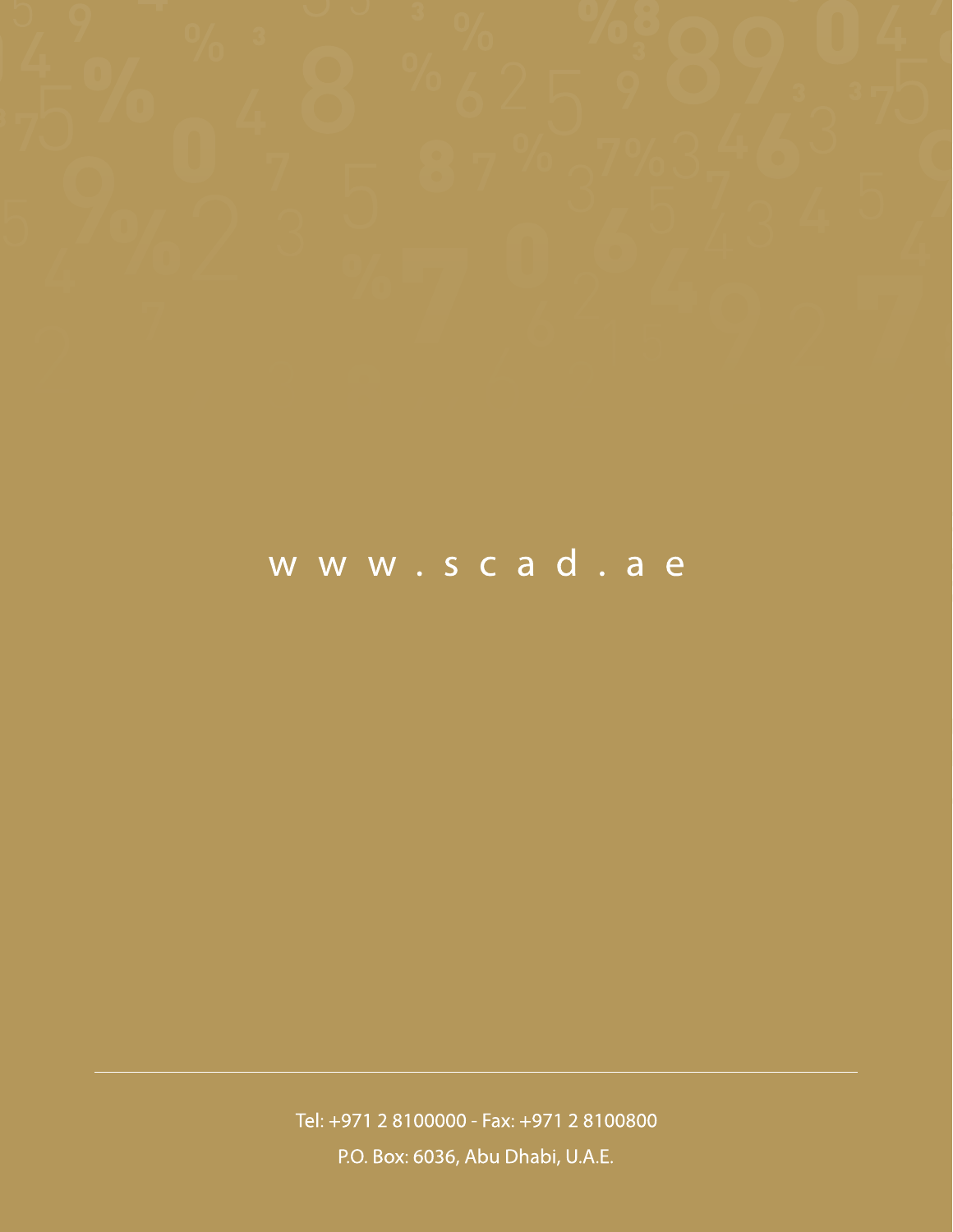www.scad.ae

Tel: +971 2 8100000 - Fax: +971 2 8100800

P.O. Box: 6036, Abu Dhabi, U.A.E.